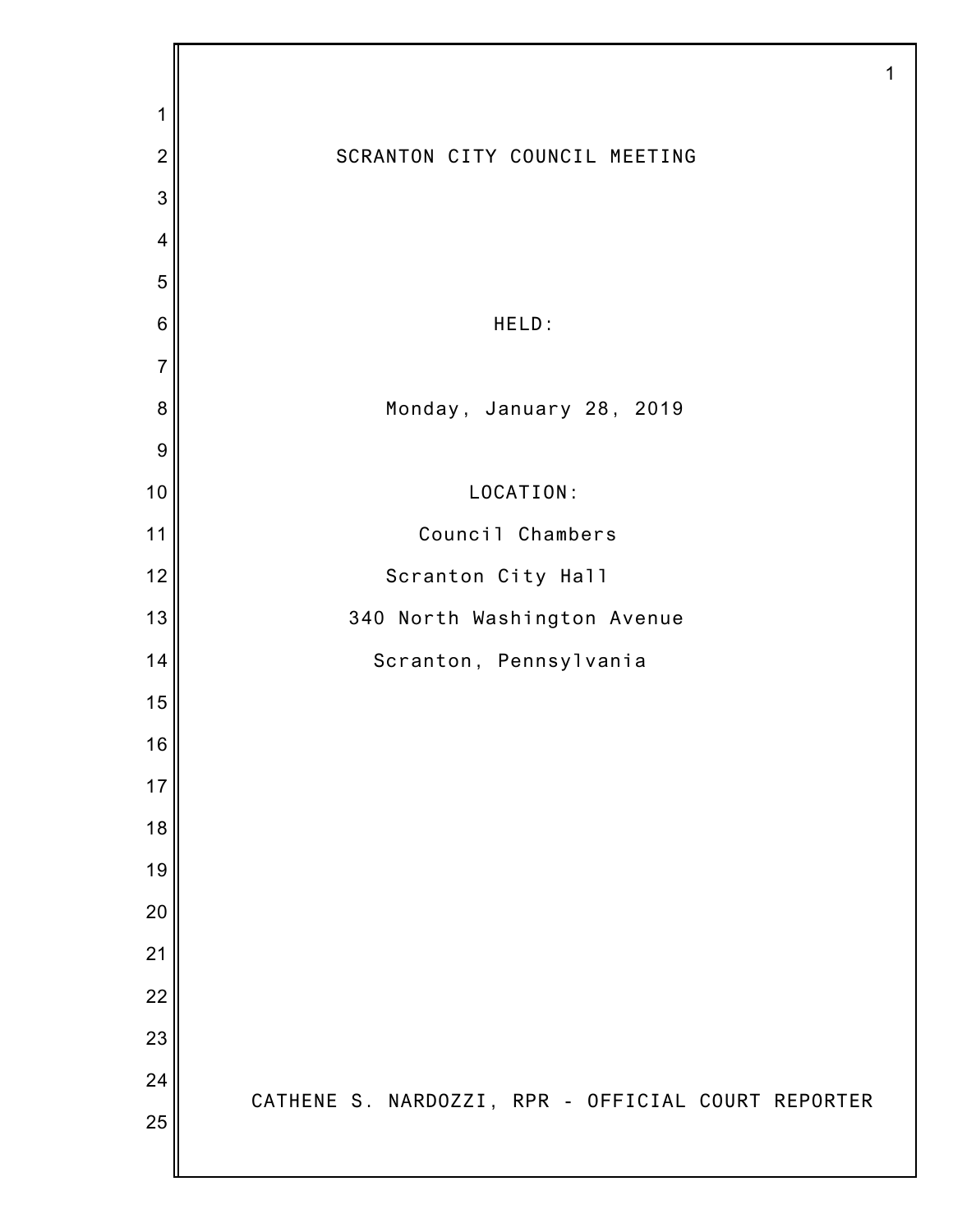# SCRANTON CITY COUNCIL MEETING

HELD:

Monday, January 28, 2019

LOCATION:

Council Chambers

Scranton City Hall

340 North Washington Avenue

Scranton, Pennsylvania

CATHENE S. NARDOZZI, RPR - OFFICIAL COURT REPORTER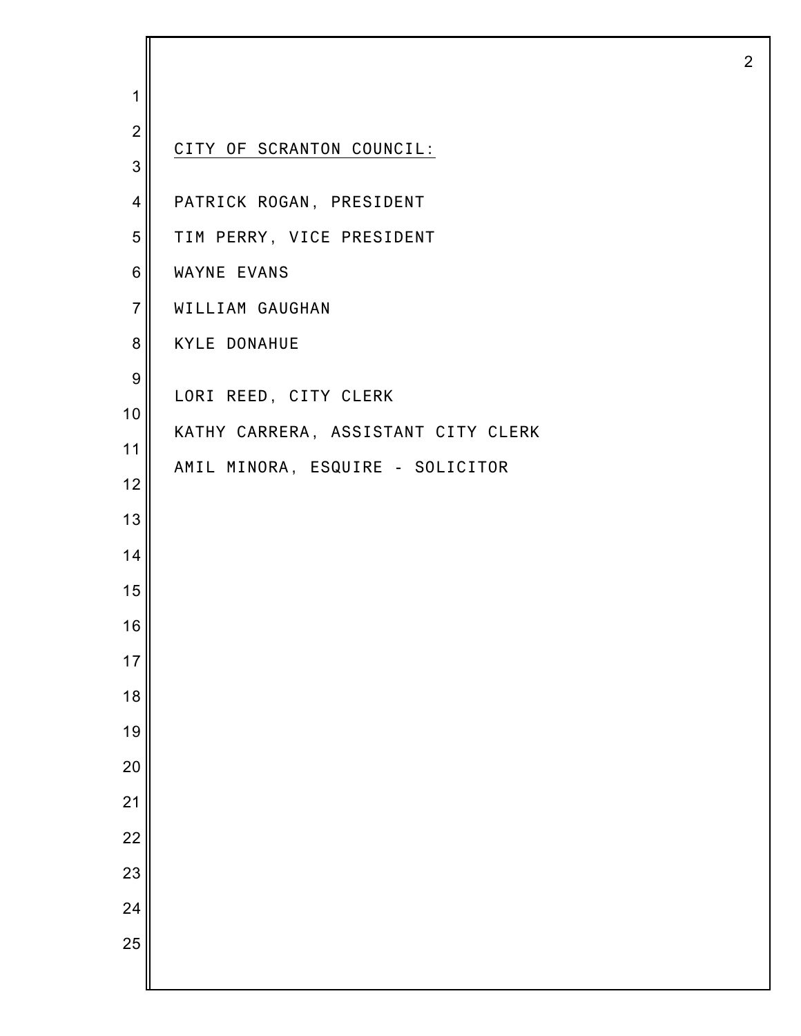<u>CITY OF SCRANTON COUNCIL:</u>

PATRICK ROGAN, PRESIDENT

TIM PERRY, VICE PRESIDENT

WAYNE EVANS

WILLIAM GAUGHAN

KYLE DONAHUE

LORI REED, CITY CLERK

KATHY CARRERA, ASSISTANT CITY CLERK

AMIL MINORA, ESQUIRE - SOLICITOR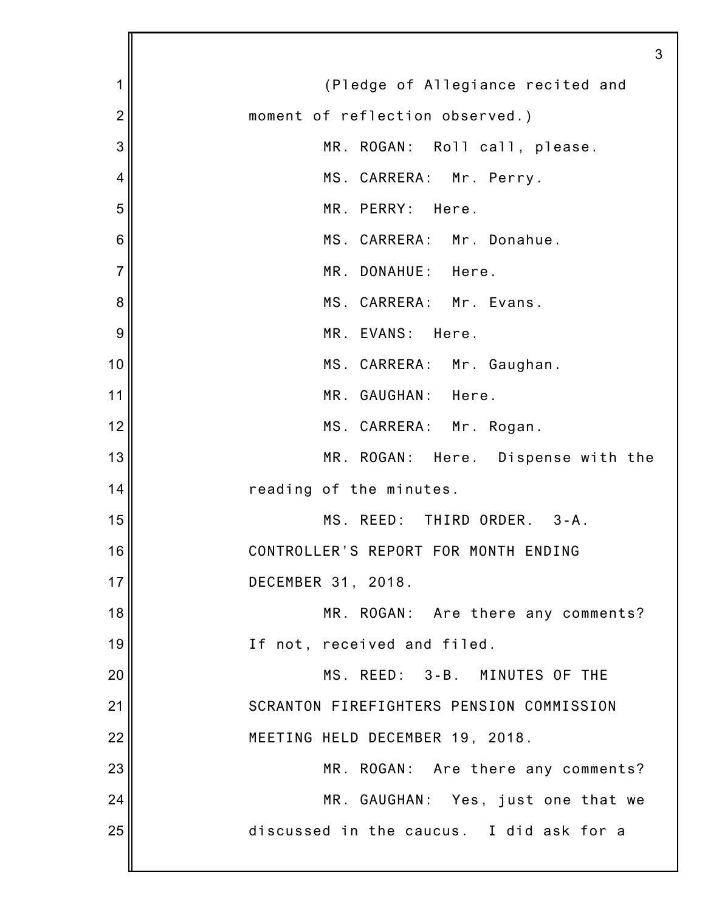(Pledge of Allegiance recited and moment of reflection observed.)

MR. ROGAN: Roll call, please.

MS. CARRERA: Mr. Perry.

MR. PERRY: Here.

MS. CARRERA: Mr. Donahue.

MR. DONAHUE: Here.

MS. CARRERA: Mr. Evans.

MR. EVANS: Here.

MS. CARRERA: Mr. Gaughan.

MR. GAUGHAN: Here.

MS. CARRERA: Mr. Rogan.

MR. ROGAN: Here. Dispense with the reading of the minutes.

MS. REED: THIRD ORDER. 3-A. CONTROLLER'S REPORT FOR MONTH ENDING DECEMBER 31, 2018.

MR. ROGAN: Are there any comments? If not, received and filed.

MS. REED: 3-B. MINUTES OF THE SCRANTON FIREFIGHTERS PENSION COMMISSION MEETING HELD DECEMBER 19, 2018.

MR. ROGAN: Are there any comments?

MR. GAUGHAN: Yes, just one that we discussed in the caucus. I did ask for a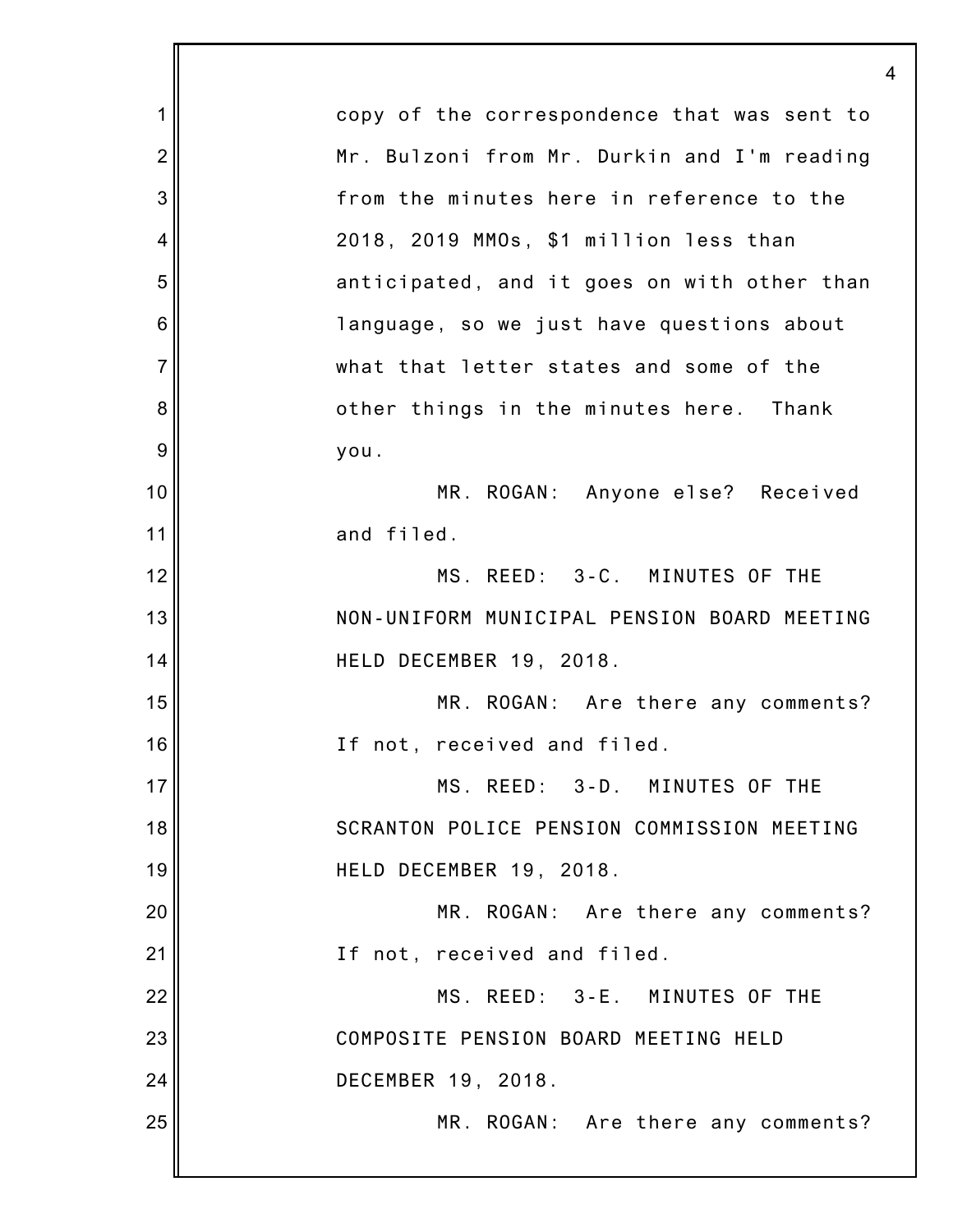copy of the correspondence that was sent to Mr. Bulzoni from Mr. Durkin and I'm reading from the minutes here in reference to the 2018, 2019 MMOs, $1 million less than anticipated, and it goes on with other than language, so we just have questions about what that letter states and some of the other things in the minutes here. Thank you.

MR. ROGAN: Anyone else? Received and filed.

MS. REED: 3-C. MINUTES OF THE NON-UNIFORM MUNICIPAL PENSION BOARD MEETING HELD DECEMBER 19, 2018.

MR. ROGAN: Are there any comments? If not, received and filed.

MS. REED: 3-D. MINUTES OF THE SCRANTON POLICE PENSION COMMISSION MEETING HELD DECEMBER 19, 2018.

MR. ROGAN: Are there any comments? If not, received and filed.

MS. REED: 3-E. MINUTES OF THE COMPOSITE PENSION BOARD MEETING HELD DECEMBER 19, 2018.

MR. ROGAN: Are there any comments?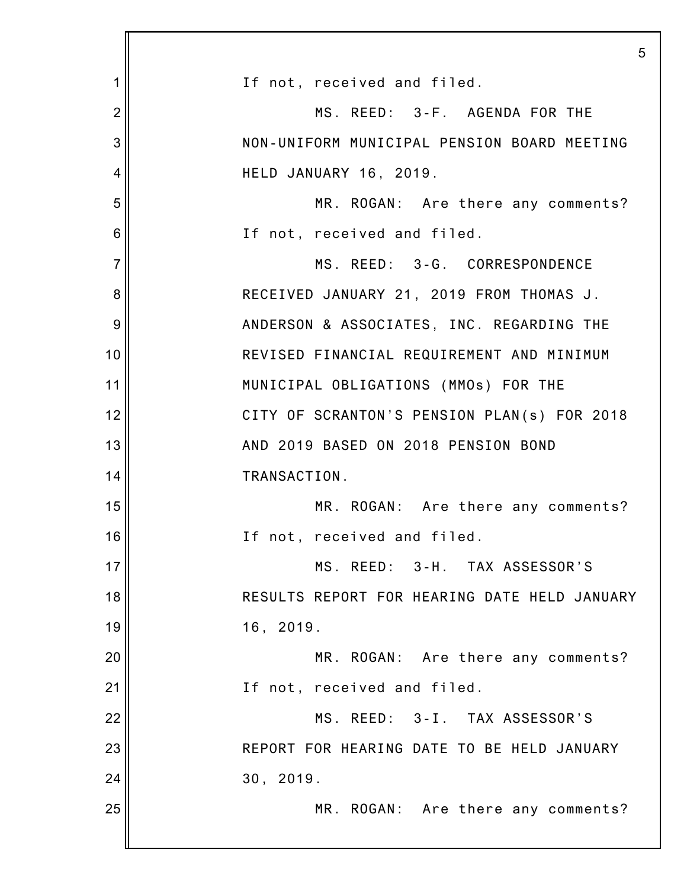If not, received and filed.

MS. REED: 3-F. AGENDA FOR THE NON-UNIFORM MUNICIPAL PENSION BOARD MEETING HELD JANUARY 16, 2019.

MR. ROGAN: Are there any comments? If not, received and filed.

MS. REED: 3-G. CORRESPONDENCE RECEIVED JANUARY 21, 2019 FROM THOMAS J. ANDERSON & ASSOCIATES, INC. REGARDING THE REVISED FINANCIAL REQUIREMENT AND MINIMUM MUNICIPAL OBLIGATIONS (MMOs) FOR THE CITY OF SCRANTON'S PENSION PLAN(s) FOR 2018 AND 2019 BASED ON 2018 PENSION BOND TRANSACTION.

MR. ROGAN: Are there any comments? If not, received and filed.

MS. REED: 3-H. TAX ASSESSOR'S RESULTS REPORT FOR HEARING DATE HELD JANUARY 16, 2019.

MR. ROGAN: Are there any comments? If not, received and filed.

MS. REED: 3-I. TAX ASSESSOR'S REPORT FOR HEARING DATE TO BE HELD JANUARY 30, 2019.

MR. ROGAN: Are there any comments?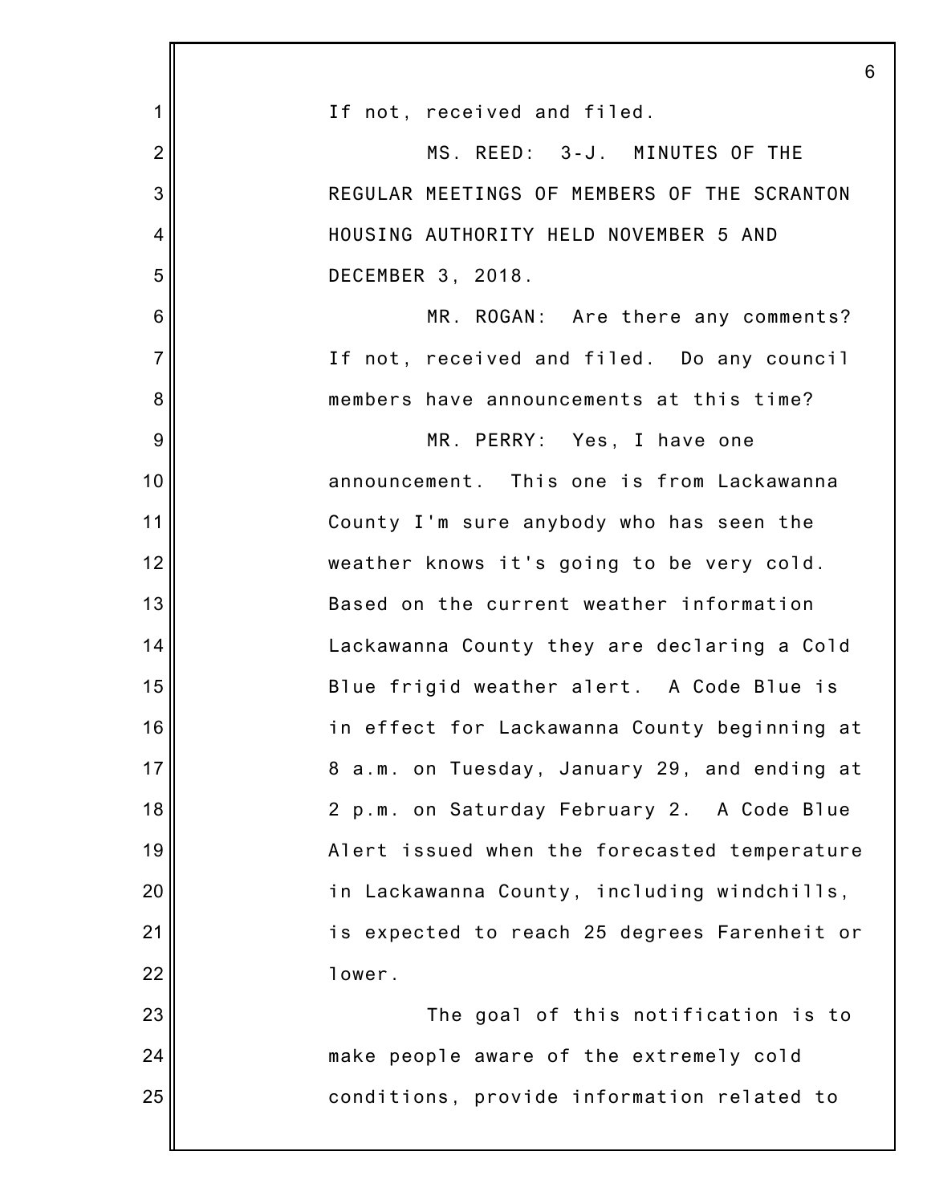If not, received and filed.

MS. REED: 3-J. MINUTES OF THE REGULAR MEETINGS OF MEMBERS OF THE SCRANTON HOUSING AUTHORITY HELD NOVEMBER 5 AND DECEMBER 3, 2018.

MR. ROGAN: Are there any comments? If not, received and filed. Do any council members have announcements at this time?

MR. PERRY: Yes, I have one announcement. This one is from Lackawanna County I'm sure anybody who has seen the weather knows it's going to be very cold. Based on the current weather information Lackawanna County they are declaring a Cold Blue frigid weather alert. A Code Blue is in effect for Lackawanna County beginning at 8 a.m. on Tuesday, January 29, and ending at 2 p.m. on Saturday February 2. A Code Blue Alert issued when the forecasted temperature in Lackawanna County, including windchills, is expected to reach 25 degrees Farenheit or lower.

The goal of this notification is to make people aware of the extremely cold conditions, provide information related to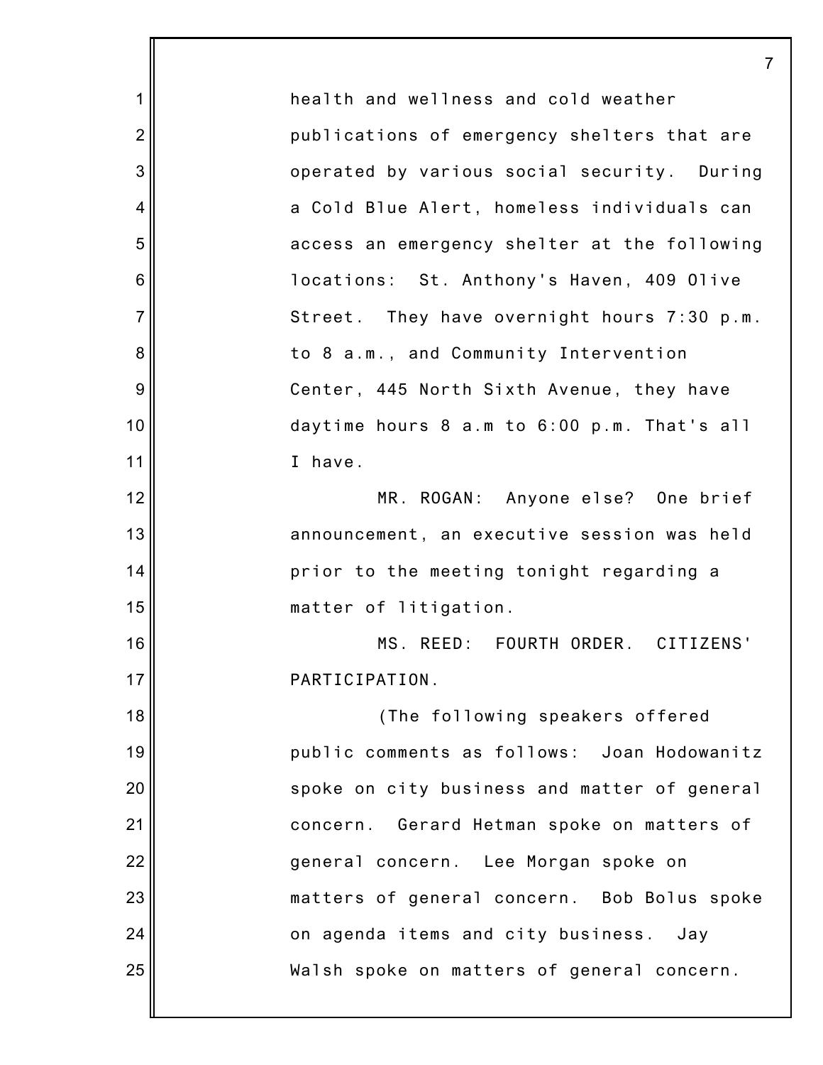health and wellness and cold weather publications of emergency shelters that are operated by various social security. During a Cold Blue Alert, homeless individuals can access an emergency shelter at the following locations: St. Anthony's Haven, 409 Olive Street. They have overnight hours 7:30 p.m. to 8 a.m., and Community Intervention Center, 445 North Sixth Avenue, they have daytime hours 8 a.m to 6:00 p.m. That's all I have.

MR. ROGAN: Anyone else? One brief announcement, an executive session was held prior to the meeting tonight regarding a matter of litigation.

MS. REED: FOURTH ORDER. CITIZENS' PARTICIPATION.

(The following speakers offered public comments as follows: Joan Hodowanitz spoke on city business and matter of general concern. Gerard Hetman spoke on matters of general concern. Lee Morgan spoke on matters of general concern. Bob Bolus spoke on agenda items and city business. Jay Walsh spoke on matters of general concern.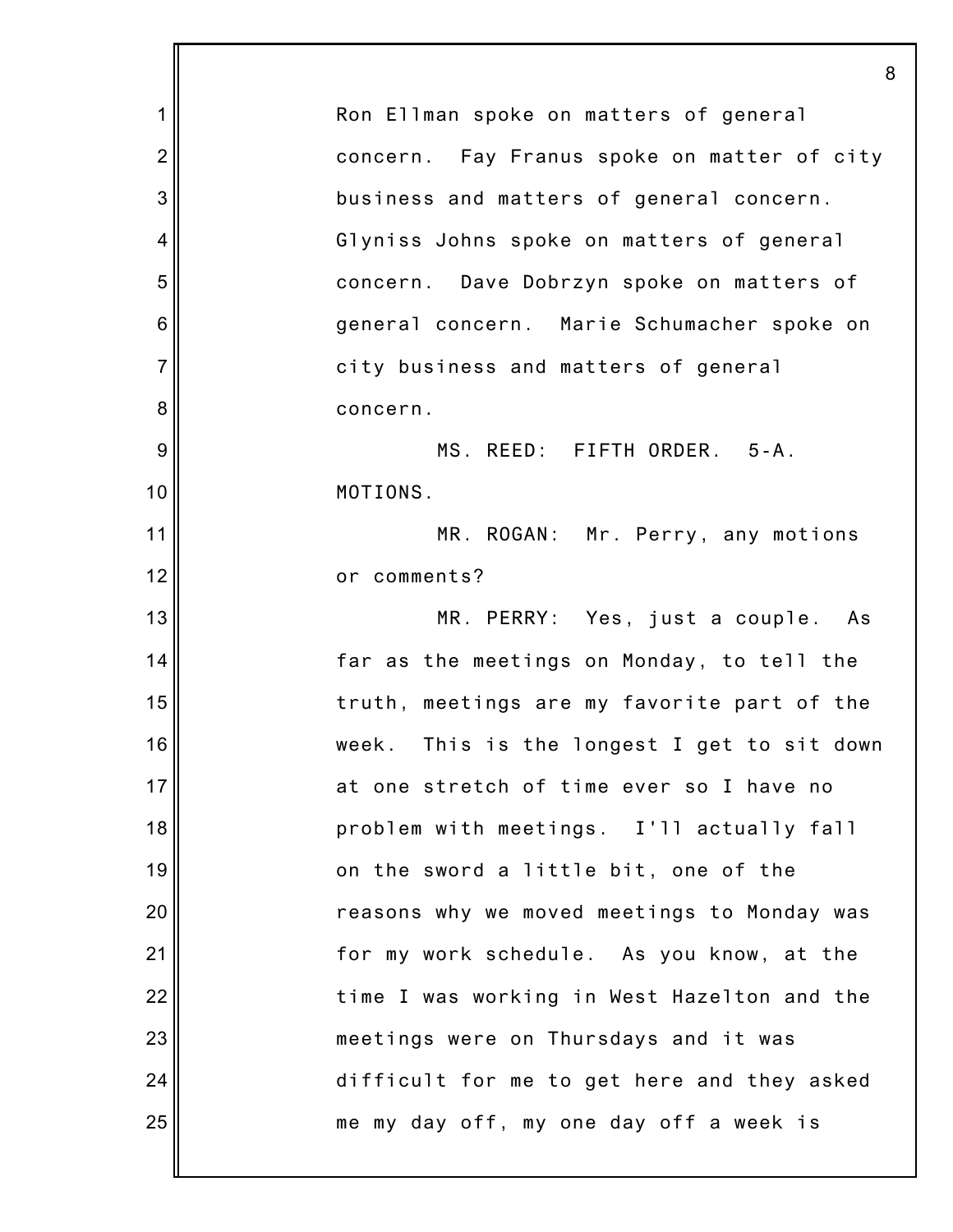Ron Ellman spoke on matters of general concern. Fay Franus spoke on matter of city business and matters of general concern. Glyniss Johns spoke on matters of general concern. Dave Dobrzyn spoke on matters of general concern. Marie Schumacher spoke on city business and matters of general concern.

MS. REED: FIFTH ORDER. 5-A. MOTIONS.

MR. ROGAN: Mr. Perry, any motions or comments?

MR. PERRY: Yes, just a couple. As far as the meetings on Monday, to tell the truth, meetings are my favorite part of the week. This is the longest I get to sit down at one stretch of time ever so I have no problem with meetings. I'll actually fall on the sword a little bit, one of the reasons why we moved meetings to Monday was for my work schedule. As you know, at the time I was working in West Hazelton and the meetings were on Thursdays and it was difficult for me to get here and they asked me my day off, my one day off a week is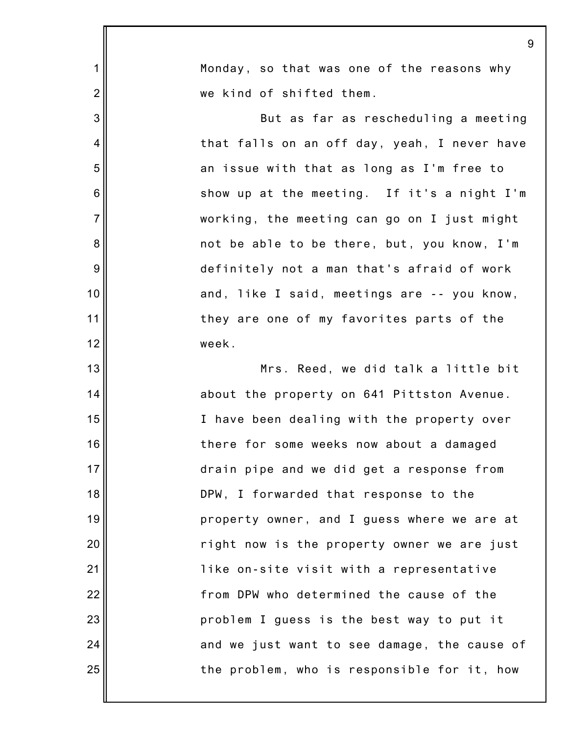Monday, so that was one of the reasons why we kind of shifted them.

But as far as rescheduling a meeting that falls on an off day, yeah, I never have an issue with that as long as I'm free to show up at the meeting. If it's a night I'm working, the meeting can go on I just might not be able to be there, but, you know, I'm definitely not a man that's afraid of work and, like I said, meetings are -- you know, they are one of my favorites parts of the week.

Mrs. Reed, we did talk a little bit about the property on 641 Pittston Avenue. I have been dealing with the property over there for some weeks now about a damaged drain pipe and we did get a response from DPW, I forwarded that response to the property owner, and I guess where we are at right now is the property owner we are just like on-site visit with a representative from DPW who determined the cause of the problem I guess is the best way to put it and we just want to see damage, the cause of the problem, who is responsible for it, how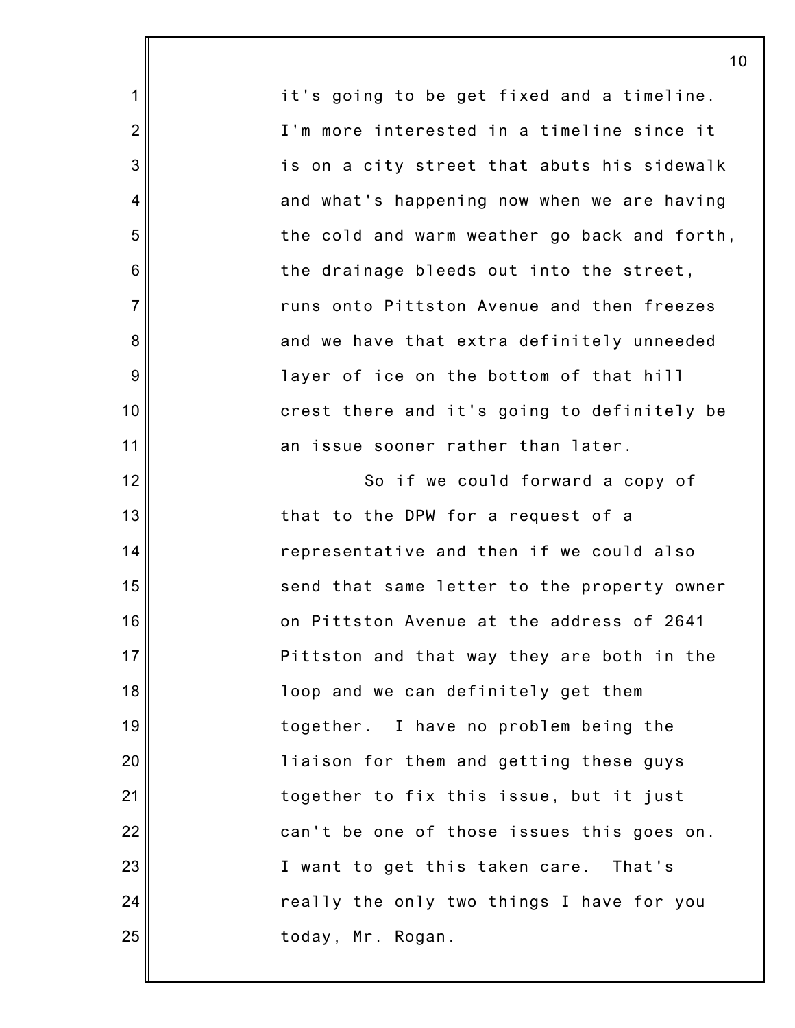it's going to be get fixed and a timeline. I'm more interested in a timeline since it is on a city street that abuts his sidewalk and what's happening now when we are having the cold and warm weather go back and forth, the drainage bleeds out into the street, runs onto Pittston Avenue and then freezes and we have that extra definitely unneeded layer of ice on the bottom of that hill crest there and it's going to definitely be an issue sooner rather than later.

So if we could forward a copy of that to the DPW for a request of a representative and then if we could also send that same letter to the property owner on Pittston Avenue at the address of 2641 Pittston and that way they are both in the loop and we can definitely get them together. I have no problem being the liaison for them and getting these guys together to fix this issue, but it just can't be one of those issues this goes on. I want to get this taken care. That's really the only two things I have for you today, Mr. Rogan.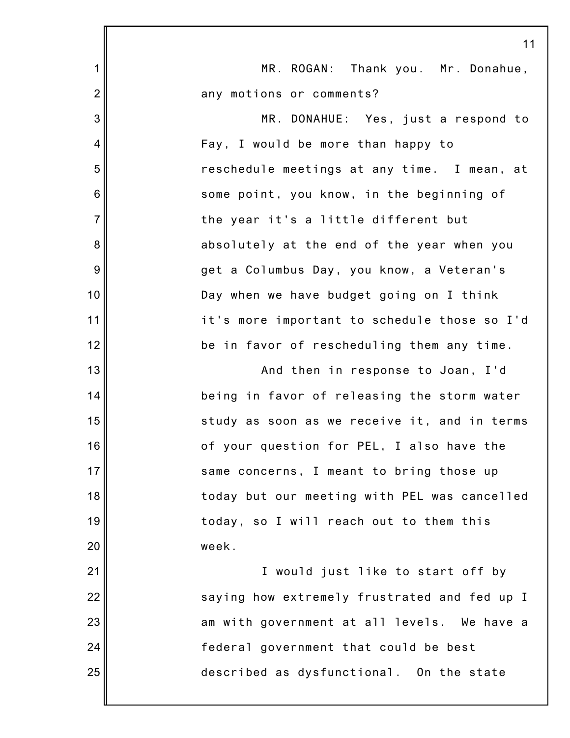MR. ROGAN: Thank you. Mr. Donahue, any motions or comments?

MR. DONAHUE: Yes, just a respond to Fay, I would be more than happy to reschedule meetings at any time. I mean, at some point, you know, in the beginning of the year it's a little different but absolutely at the end of the year when you get a Columbus Day, you know, a Veteran's Day when we have budget going on I think it's more important to schedule those so I'd be in favor of rescheduling them any time.

And then in response to Joan, I'd being in favor of releasing the storm water study as soon as we receive it, and in terms of your question for PEL, I also have the same concerns, I meant to bring those up today but our meeting with PEL was cancelled today, so I will reach out to them this week.

I would just like to start off by saying how extremely frustrated and fed up I am with government at all levels. We have a federal government that could be best described as dysfunctional. On the state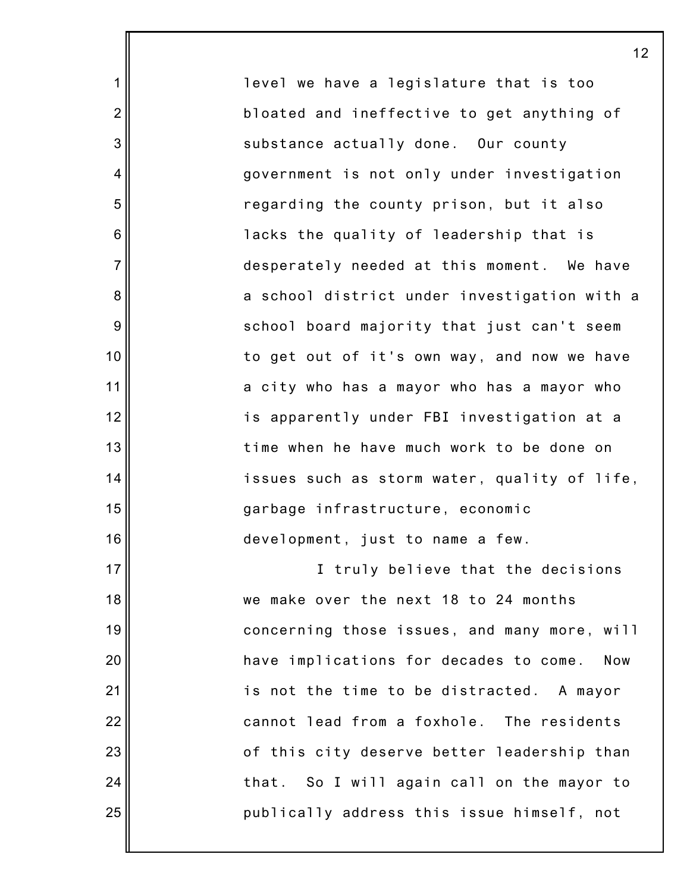level we have a legislature that is too bloated and ineffective to get anything of substance actually done. Our county government is not only under investigation regarding the county prison, but it also lacks the quality of leadership that is desperately needed at this moment. We have a school district under investigation with a school board majority that just can't seem to get out of it's own way, and now we have a city who has a mayor who has a mayor who is apparently under FBI investigation at a time when he have much work to be done on issues such as storm water, quality of life, garbage infrastructure, economic development, just to name a few.

I truly believe that the decisions we make over the next 18 to 24 months concerning those issues, and many more, will have implications for decades to come. Now is not the time to be distracted. A mayor cannot lead from a foxhole. The residents of this city deserve better leadership than that. So I will again call on the mayor to publically address this issue himself, not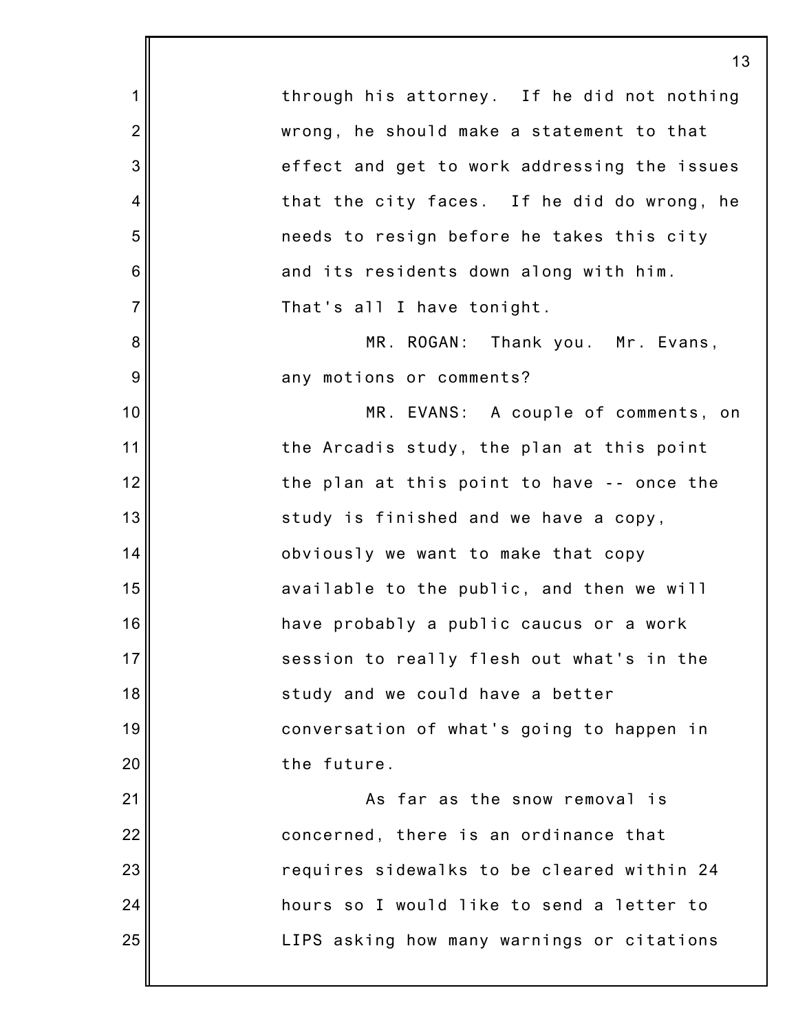through his attorney. If he did not nothing wrong, he should make a statement to that effect and get to work addressing the issues that the city faces. If he did do wrong, he needs to resign before he takes this city and its residents down along with him. That's all I have tonight.

MR. ROGAN: Thank you. Mr. Evans, any motions or comments?

MR. EVANS: A couple of comments, on the Arcadis study, the plan at this point the plan at this point to have -- once the study is finished and we have a copy, obviously we want to make that copy available to the public, and then we will have probably a public caucus or a work session to really flesh out what's in the study and we could have a better conversation of what's going to happen in the future.

As far as the snow removal is concerned, there is an ordinance that requires sidewalks to be cleared within 24 hours so I would like to send a letter to LIPS asking how many warnings or citations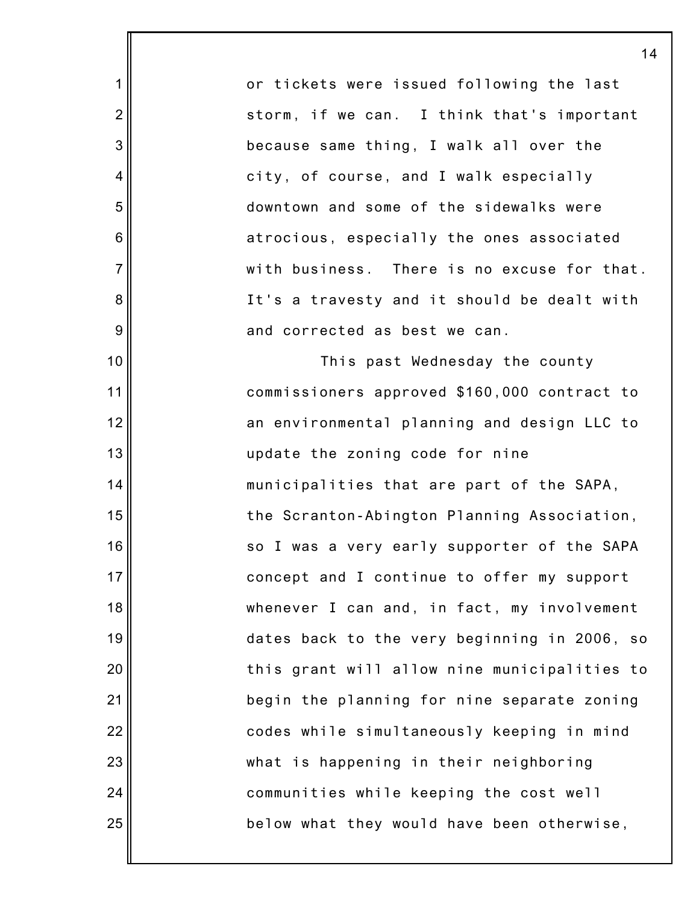or tickets were issued following the last storm, if we can. I think that's important because same thing, I walk all over the city, of course, and I walk especially downtown and some of the sidewalks were atrocious, especially the ones associated with business. There is no excuse for that. It's a travesty and it should be dealt with and corrected as best we can.

This past Wednesday the county commissioners approved $160,000 contract to an environmental planning and design LLC to update the zoning code for nine municipalities that are part of the SAPA, the Scranton-Abington Planning Association, so I was a very early supporter of the SAPA concept and I continue to offer my support whenever I can and, in fact, my involvement dates back to the very beginning in 2006, so this grant will allow nine municipalities to begin the planning for nine separate zoning codes while simultaneously keeping in mind what is happening in their neighboring communities while keeping the cost well below what they would have been otherwise,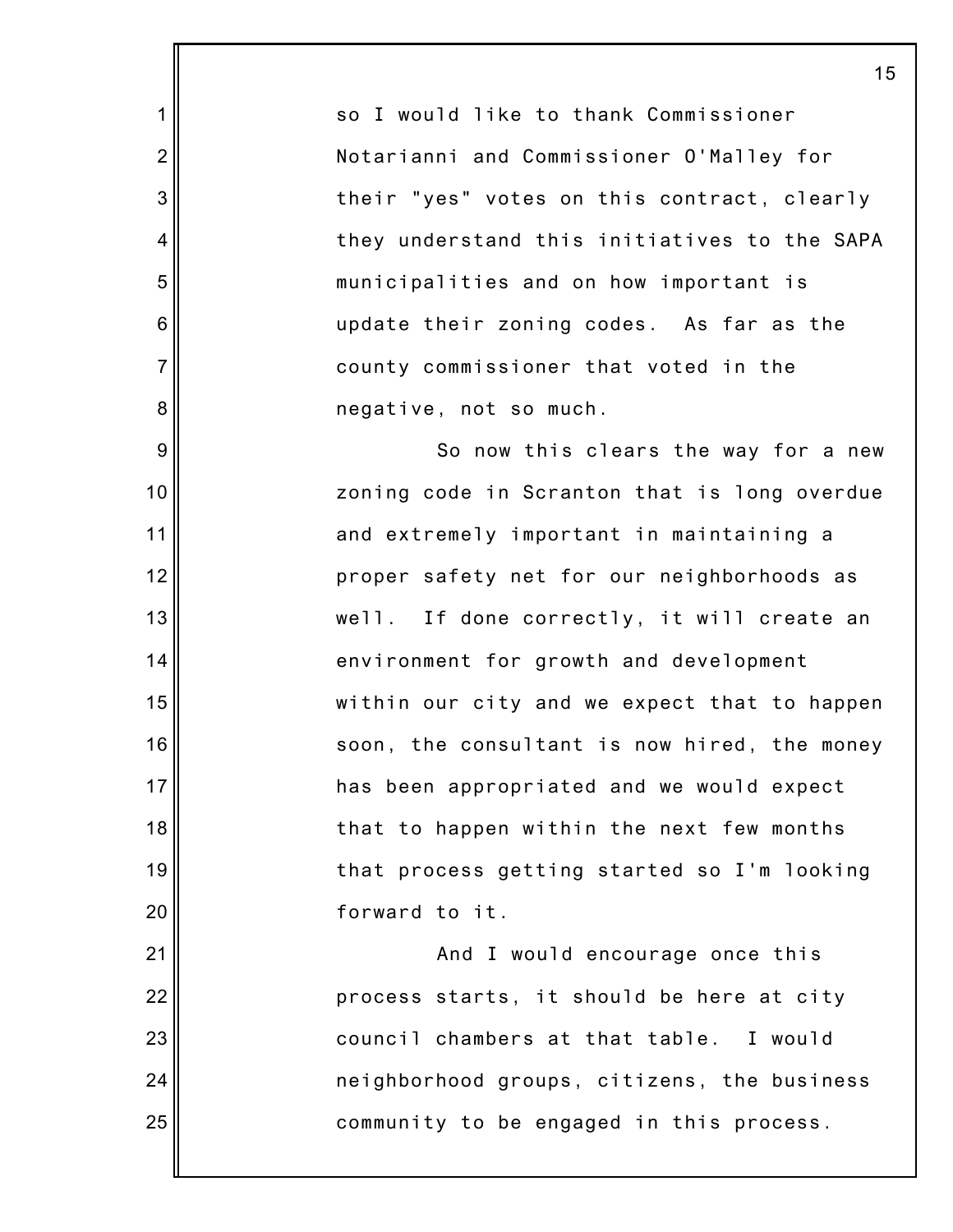so I would like to thank Commissioner Notarianni and Commissioner O'Malley for their "yes" votes on this contract, clearly they understand this initiatives to the SAPA municipalities and on how important is update their zoning codes. As far as the county commissioner that voted in the negative, not so much.

So now this clears the way for a new zoning code in Scranton that is long overdue and extremely important in maintaining a proper safety net for our neighborhoods as well. If done correctly, it will create an environment for growth and development within our city and we expect that to happen soon, the consultant is now hired, the money has been appropriated and we would expect that to happen within the next few months that process getting started so I'm looking forward to it.

And I would encourage once this process starts, it should be here at city council chambers at that table. I would neighborhood groups, citizens, the business community to be engaged in this process.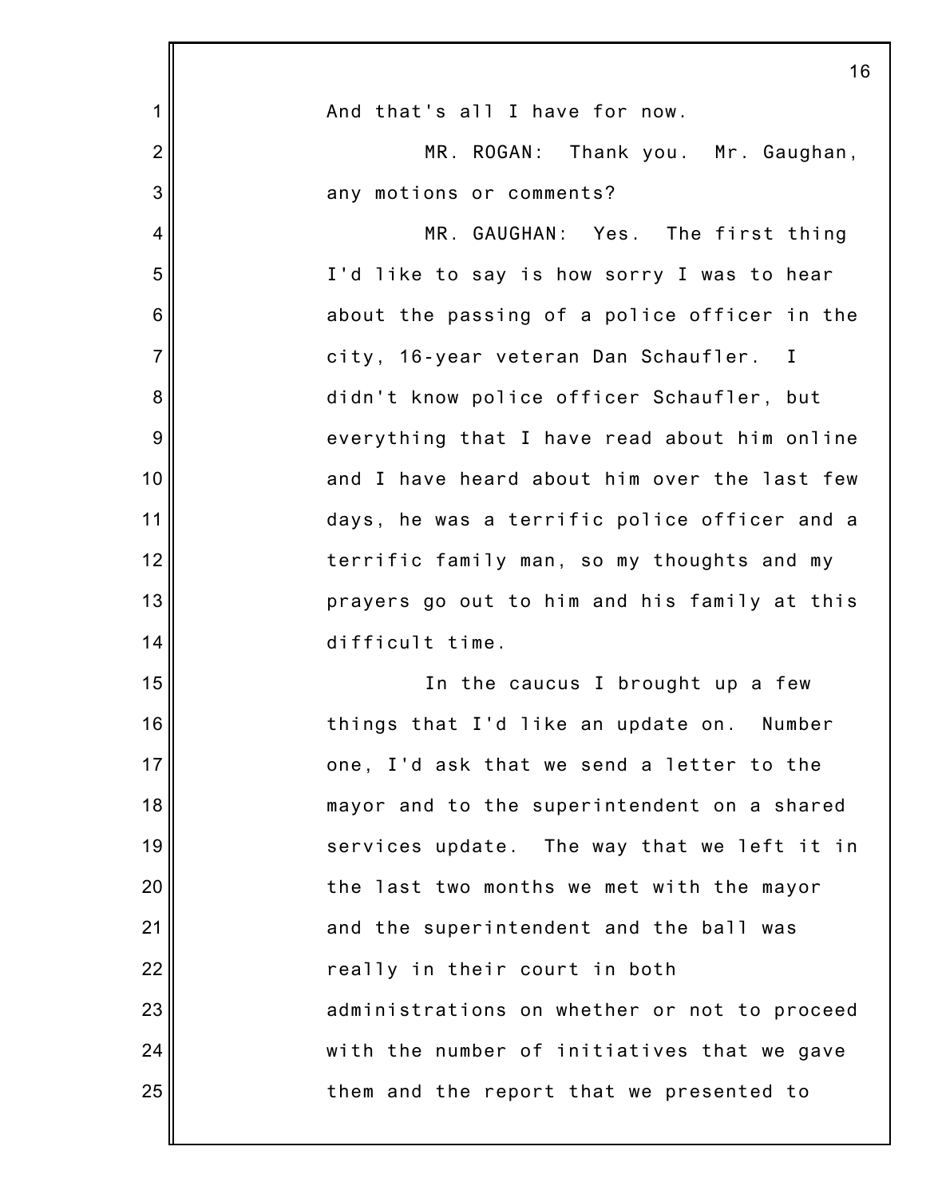And that's all I have for now.

MR. ROGAN: Thank you. Mr. Gaughan, any motions or comments?

MR. GAUGHAN: Yes. The first thing I'd like to say is how sorry I was to hear about the passing of a police officer in the city, 16-year veteran Dan Schaufler. I didn't know police officer Schaufler, but everything that I have read about him online and I have heard about him over the last few days, he was a terrific police officer and a terrific family man, so my thoughts and my prayers go out to him and his family at this difficult time.

In the caucus I brought up a few things that I'd like an update on. Number one, I'd ask that we send a letter to the mayor and to the superintendent on a shared services update. The way that we left it in the last two months we met with the mayor and the superintendent and the ball was really in their court in both administrations on whether or not to proceed with the number of initiatives that we gave them and the report that we presented to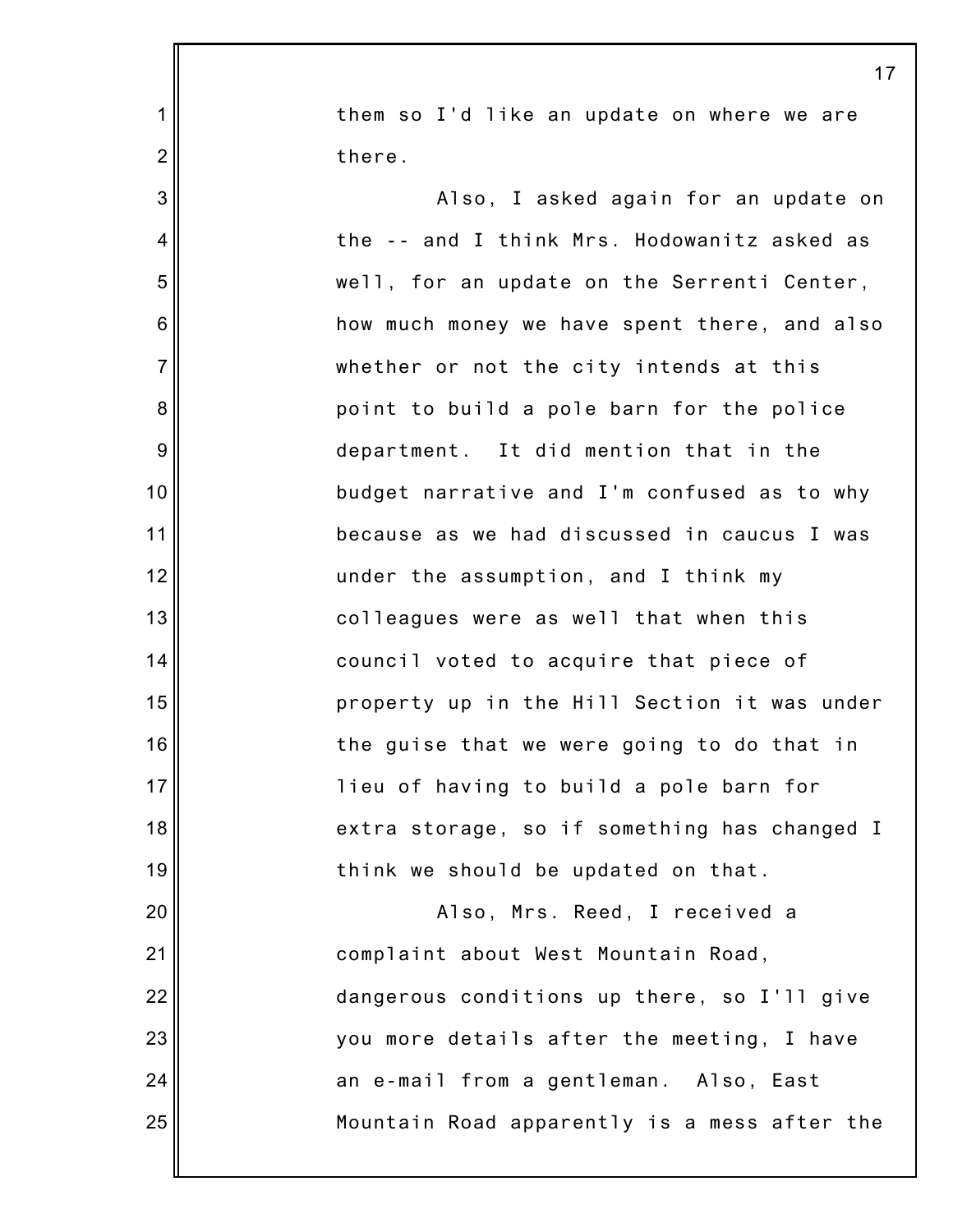them so I'd like an update on where we are there.

Also, I asked again for an update on the -- and I think Mrs. Hodowanitz asked as well, for an update on the Serrenti Center, how much money we have spent there, and also whether or not the city intends at this point to build a pole barn for the police department. It did mention that in the budget narrative and I'm confused as to why because as we had discussed in caucus I was under the assumption, and I think my colleagues were as well that when this council voted to acquire that piece of property up in the Hill Section it was under the guise that we were going to do that in lieu of having to build a pole barn for extra storage, so if something has changed I think we should be updated on that.

Also, Mrs. Reed, I received a complaint about West Mountain Road, dangerous conditions up there, so I'll give you more details after the meeting, I have an e-mail from a gentleman. Also, East Mountain Road apparently is a mess after the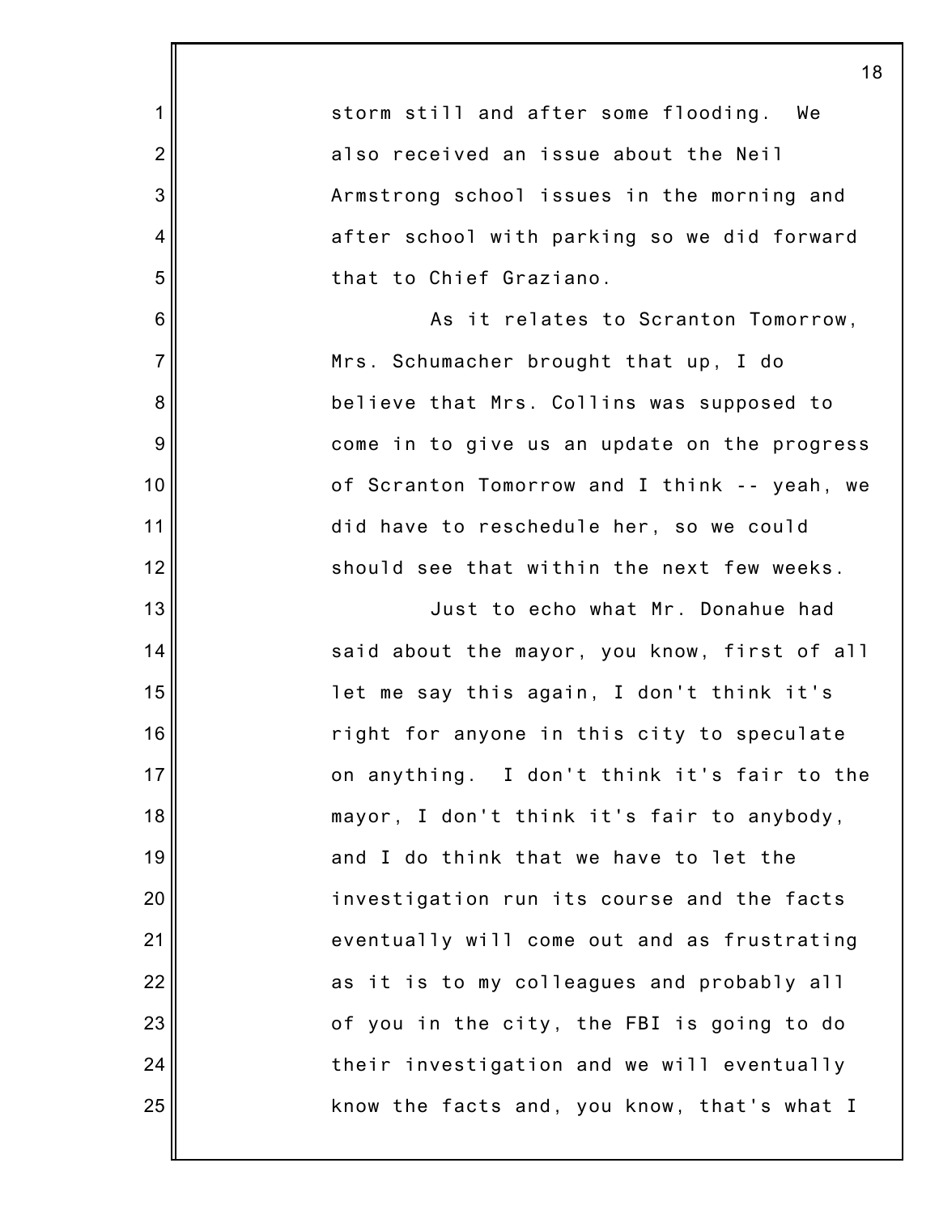storm still and after some flooding. We also received an issue about the Neil Armstrong school issues in the morning and after school with parking so we did forward that to Chief Graziano.

As it relates to Scranton Tomorrow, Mrs. Schumacher brought that up, I do believe that Mrs. Collins was supposed to come in to give us an update on the progress of Scranton Tomorrow and I think -- yeah, we did have to reschedule her, so we could should see that within the next few weeks.

Just to echo what Mr. Donahue had said about the mayor, you know, first of all let me say this again, I don't think it's right for anyone in this city to speculate on anything. I don't think it's fair to the mayor, I don't think it's fair to anybody, and I do think that we have to let the investigation run its course and the facts eventually will come out and as frustrating as it is to my colleagues and probably all of you in the city, the FBI is going to do their investigation and we will eventually know the facts and, you know, that's what I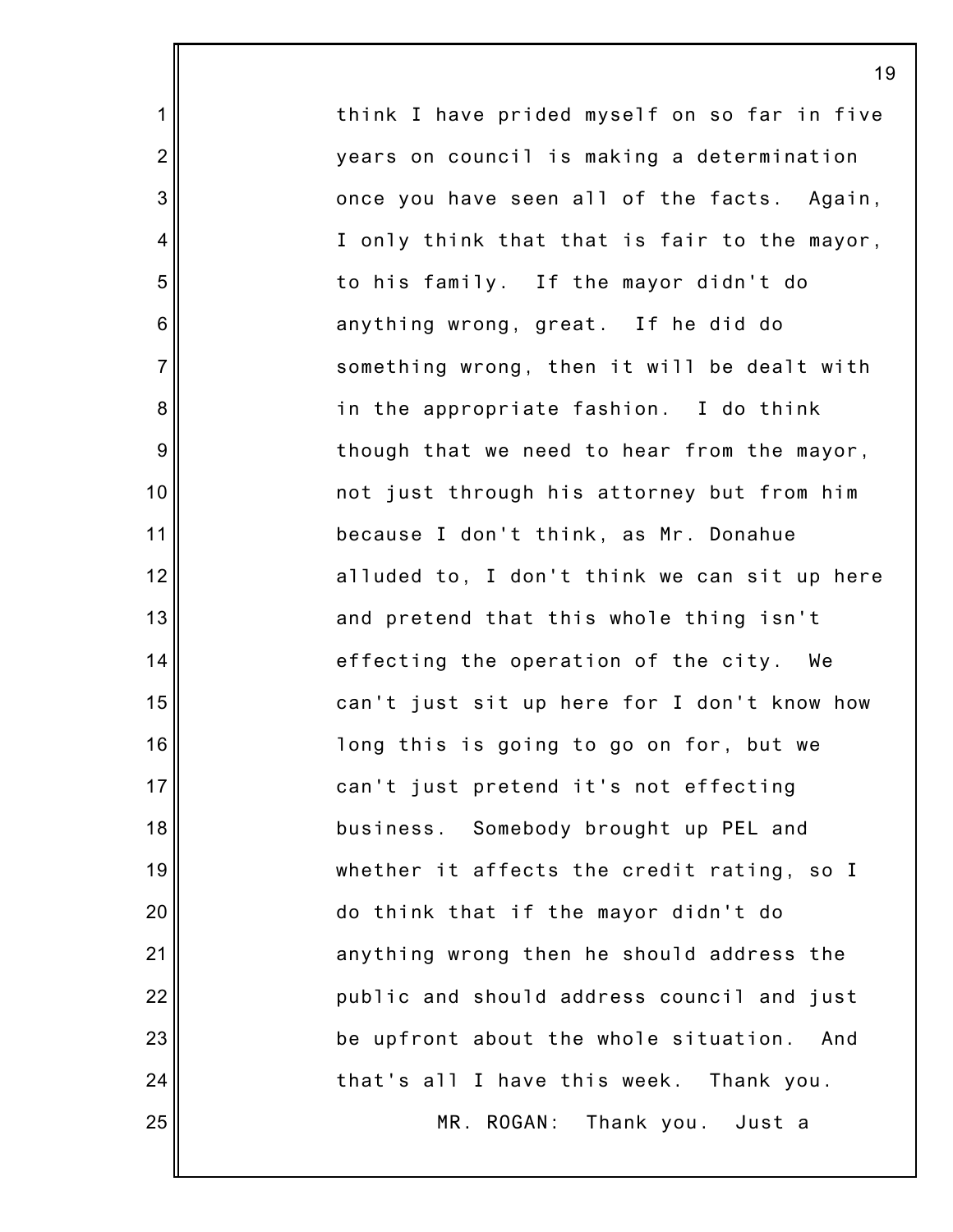think I have prided myself on so far in five years on council is making a determination once you have seen all of the facts. Again, I only think that that is fair to the mayor, to his family. If the mayor didn't do anything wrong, great. If he did do something wrong, then it will be dealt with in the appropriate fashion. I do think though that we need to hear from the mayor, not just through his attorney but from him because I don't think, as Mr. Donahue alluded to, I don't think we can sit up here and pretend that this whole thing isn't effecting the operation of the city. We can't just sit up here for I don't know how long this is going to go on for, but we can't just pretend it's not effecting business. Somebody brought up PEL and whether it affects the credit rating, so I do think that if the mayor didn't do anything wrong then he should address the public and should address council and just be upfront about the whole situation. And that's all I have this week. Thank you.

MR. ROGAN: Thank you. Just a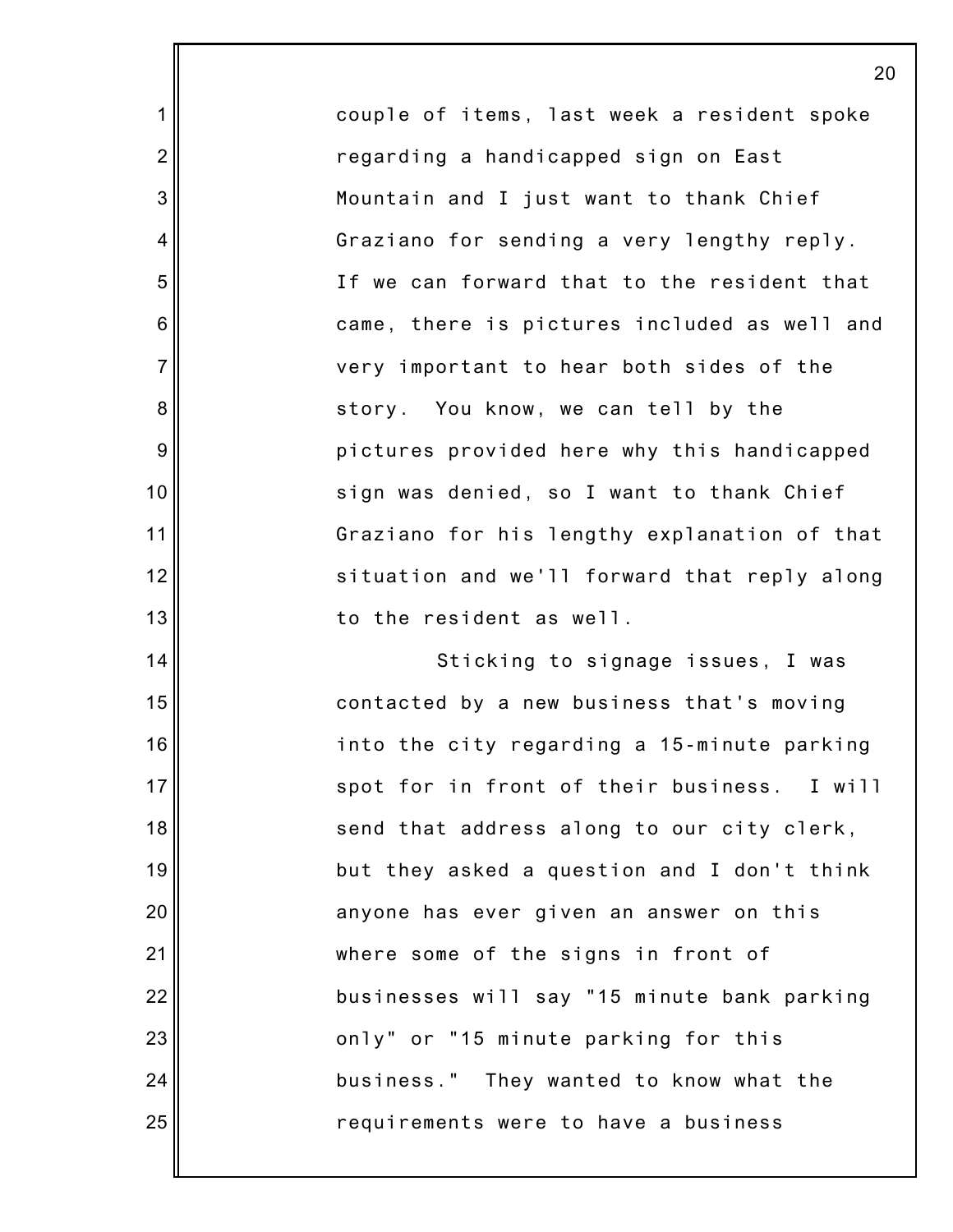couple of items, last week a resident spoke regarding a handicapped sign on East Mountain and I just want to thank Chief Graziano for sending a very lengthy reply. If we can forward that to the resident that came, there is pictures included as well and very important to hear both sides of the story. You know, we can tell by the pictures provided here why this handicapped sign was denied, so I want to thank Chief Graziano for his lengthy explanation of that situation and we'll forward that reply along to the resident as well.

Sticking to signage issues, I was contacted by a new business that's moving into the city regarding a 15-minute parking spot for in front of their business. I will send that address along to our city clerk, but they asked a question and I don't think anyone has ever given an answer on this where some of the signs in front of businesses will say "15 minute bank parking only" or "15 minute parking for this business." They wanted to know what the requirements were to have a business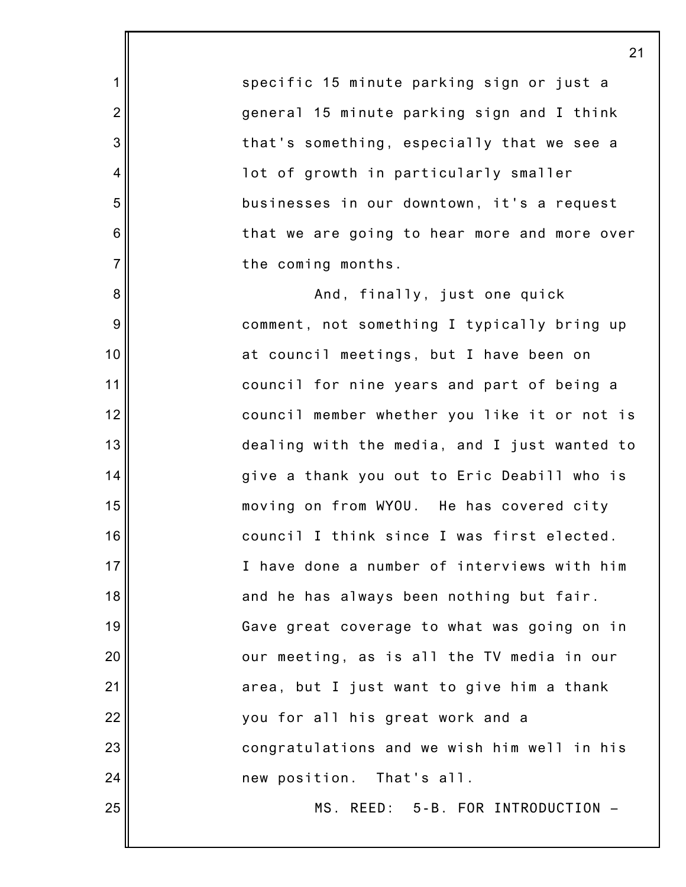specific 15 minute parking sign or just a general 15 minute parking sign and I think that's something, especially that we see a lot of growth in particularly smaller businesses in our downtown, it's a request that we are going to hear more and more over the coming months.

And, finally, just one quick comment, not something I typically bring up at council meetings, but I have been on council for nine years and part of being a council member whether you like it or not is dealing with the media, and I just wanted to give a thank you out to Eric Deabill who is moving on from WYOU. He has covered city council I think since I was first elected. I have done a number of interviews with him and he has always been nothing but fair. Gave great coverage to what was going on in our meeting, as is all the TV media in our area, but I just want to give him a thank you for all his great work and a congratulations and we wish him well in his new position. That's all.

MS. REED: 5-B. FOR INTRODUCTION –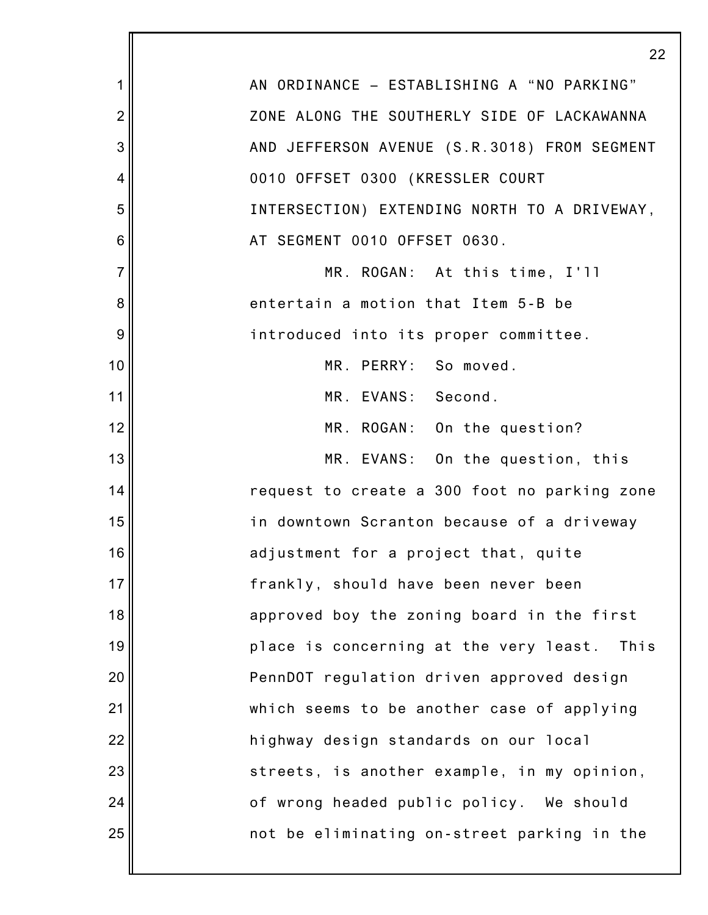AN ORDINANCE – ESTABLISHING A "NO PARKING" ZONE ALONG THE SOUTHERLY SIDE OF LACKAWANNA AND JEFFERSON AVENUE (S.R.3018) FROM SEGMENT 0010 OFFSET 0300 (KRESSLER COURT INTERSECTION) EXTENDING NORTH TO A DRIVEWAY, AT SEGMENT 0010 OFFSET 0630.

MR. ROGAN: At this time, I'll entertain a motion that Item 5-B be introduced into its proper committee.

MR. PERRY: So moved.

MR. EVANS: Second.

MR. ROGAN: On the question?

MR. EVANS: On the question, this request to create a 300 foot no parking zone in downtown Scranton because of a driveway adjustment for a project that, quite frankly, should have been never been approved boy the zoning board in the first place is concerning at the very least. This PennDOT regulation driven approved design which seems to be another case of applying highway design standards on our local streets, is another example, in my opinion, of wrong headed public policy. We should not be eliminating on-street parking in the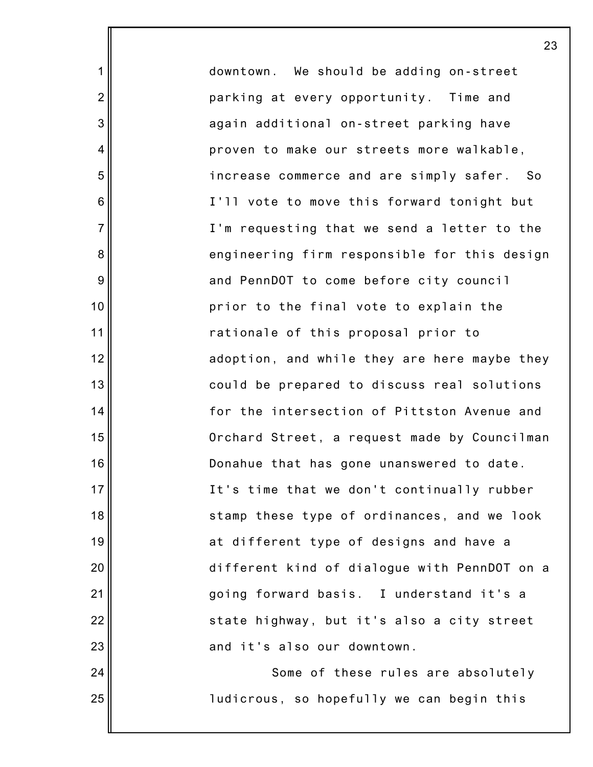downtown. We should be adding on-street parking at every opportunity. Time and again additional on-street parking have proven to make our streets more walkable, increase commerce and are simply safer. So I'll vote to move this forward tonight but I'm requesting that we send a letter to the engineering firm responsible for this design and PennDOT to come before city council prior to the final vote to explain the rationale of this proposal prior to adoption, and while they are here maybe they could be prepared to discuss real solutions for the intersection of Pittston Avenue and Orchard Street, a request made by Councilman Donahue that has gone unanswered to date. It's time that we don't continually rubber stamp these type of ordinances, and we look at different type of designs and have a different kind of dialogue with PennDOT on a going forward basis. I understand it's a state highway, but it's also a city street and it's also our downtown.

Some of these rules are absolutely ludicrous, so hopefully we can begin this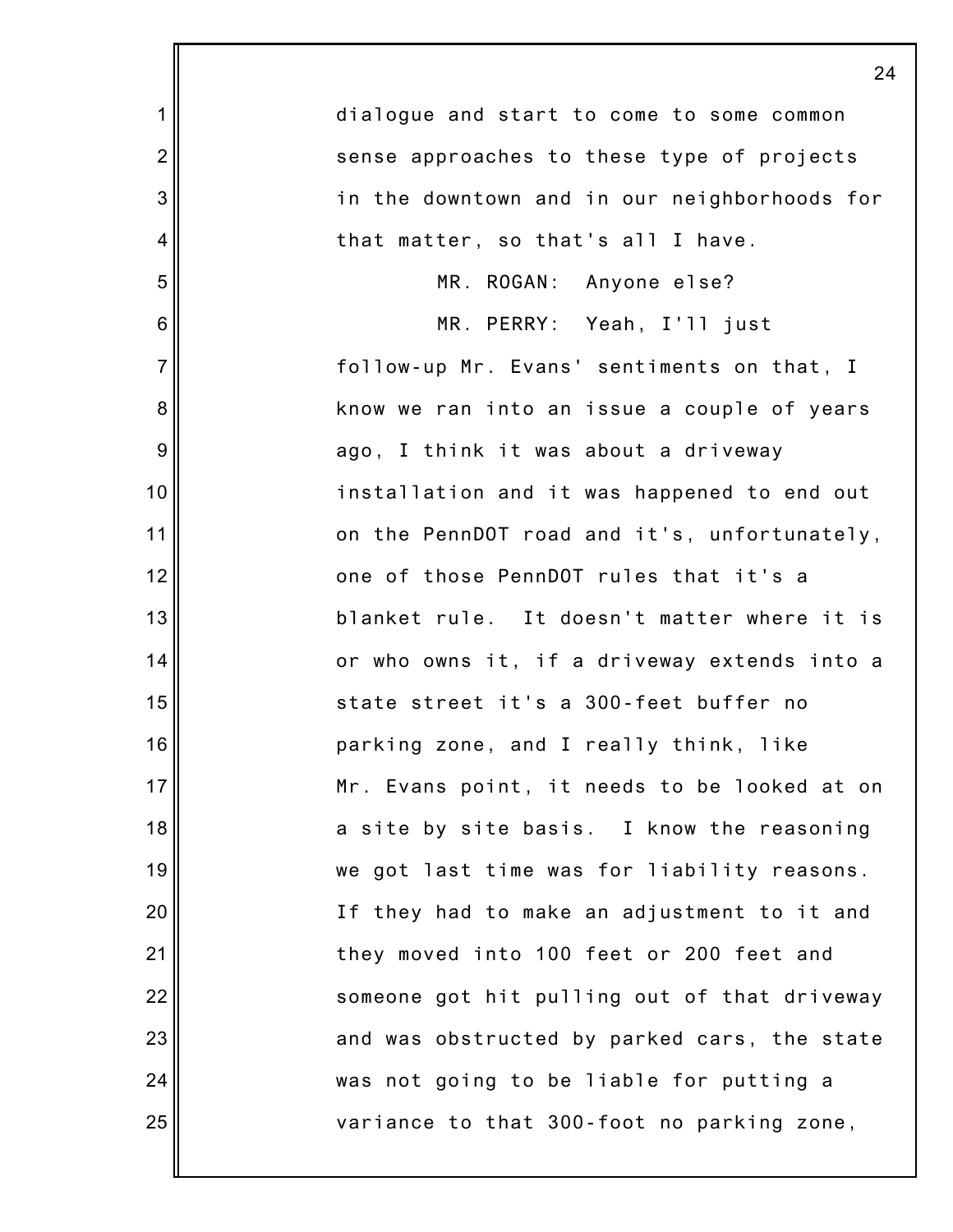dialogue and start to come to some common sense approaches to these type of projects in the downtown and in our neighborhoods for that matter, so that's all I have.

MR. ROGAN: Anyone else?

MR. PERRY: Yeah, I'll just follow-up Mr. Evans' sentiments on that, I know we ran into an issue a couple of years ago, I think it was about a driveway installation and it was happened to end out on the PennDOT road and it's, unfortunately, one of those PennDOT rules that it's a blanket rule. It doesn't matter where it is or who owns it, if a driveway extends into a state street it's a 300-feet buffer no parking zone, and I really think, like Mr. Evans point, it needs to be looked at on a site by site basis. I know the reasoning we got last time was for liability reasons. If they had to make an adjustment to it and they moved into 100 feet or 200 feet and someone got hit pulling out of that driveway and was obstructed by parked cars, the state was not going to be liable for putting a variance to that 300-foot no parking zone,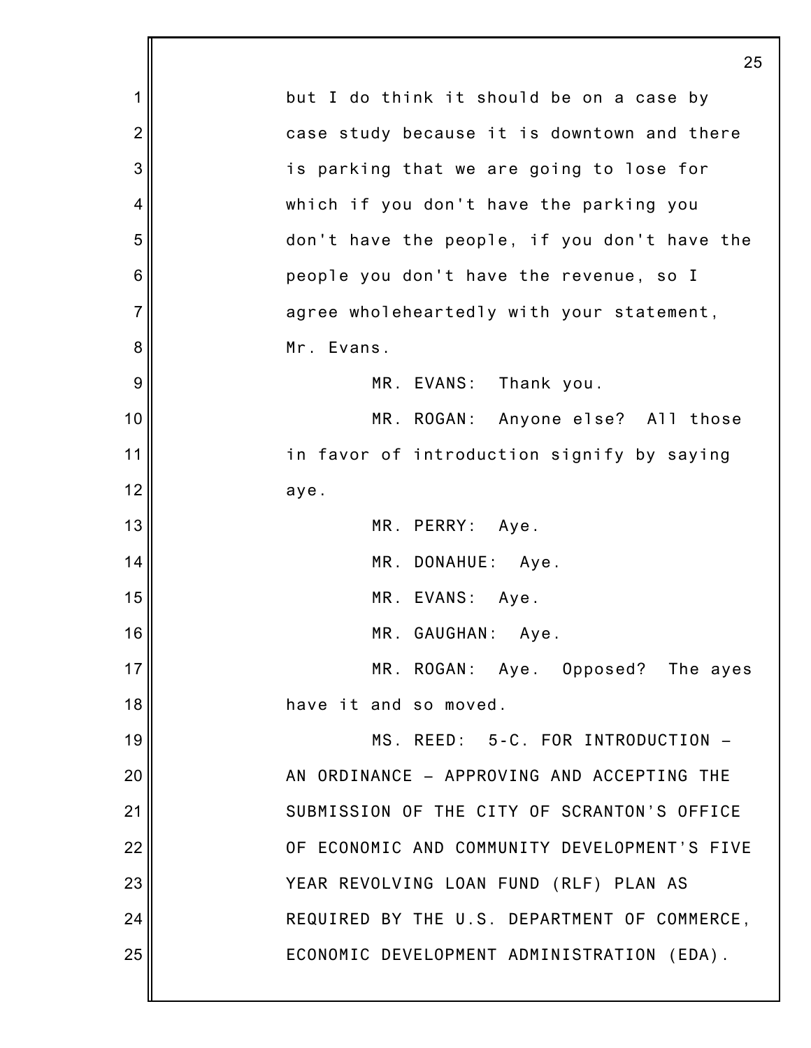but I do think it should be on a case by case study because it is downtown and there is parking that we are going to lose for which if you don't have the parking you don't have the people, if you don't have the people you don't have the revenue, so I agree wholeheartedly with your statement, Mr. Evans.

MR. EVANS: Thank you.

MR. ROGAN: Anyone else? All those in favor of introduction signify by saying aye.

MR. PERRY: Aye.

MR. DONAHUE: Aye.

MR. EVANS: Aye.

MR. GAUGHAN: Aye.

MR. ROGAN: Aye. Opposed? The ayes have it and so moved.

MS. REED: 5-C. FOR INTRODUCTION – AN ORDINANCE – APPROVING AND ACCEPTING THE SUBMISSION OF THE CITY OF SCRANTON'S OFFICE OF ECONOMIC AND COMMUNITY DEVELOPMENT'S FIVE YEAR REVOLVING LOAN FUND (RLF) PLAN AS REQUIRED BY THE U.S. DEPARTMENT OF COMMERCE, ECONOMIC DEVELOPMENT ADMINISTRATION (EDA).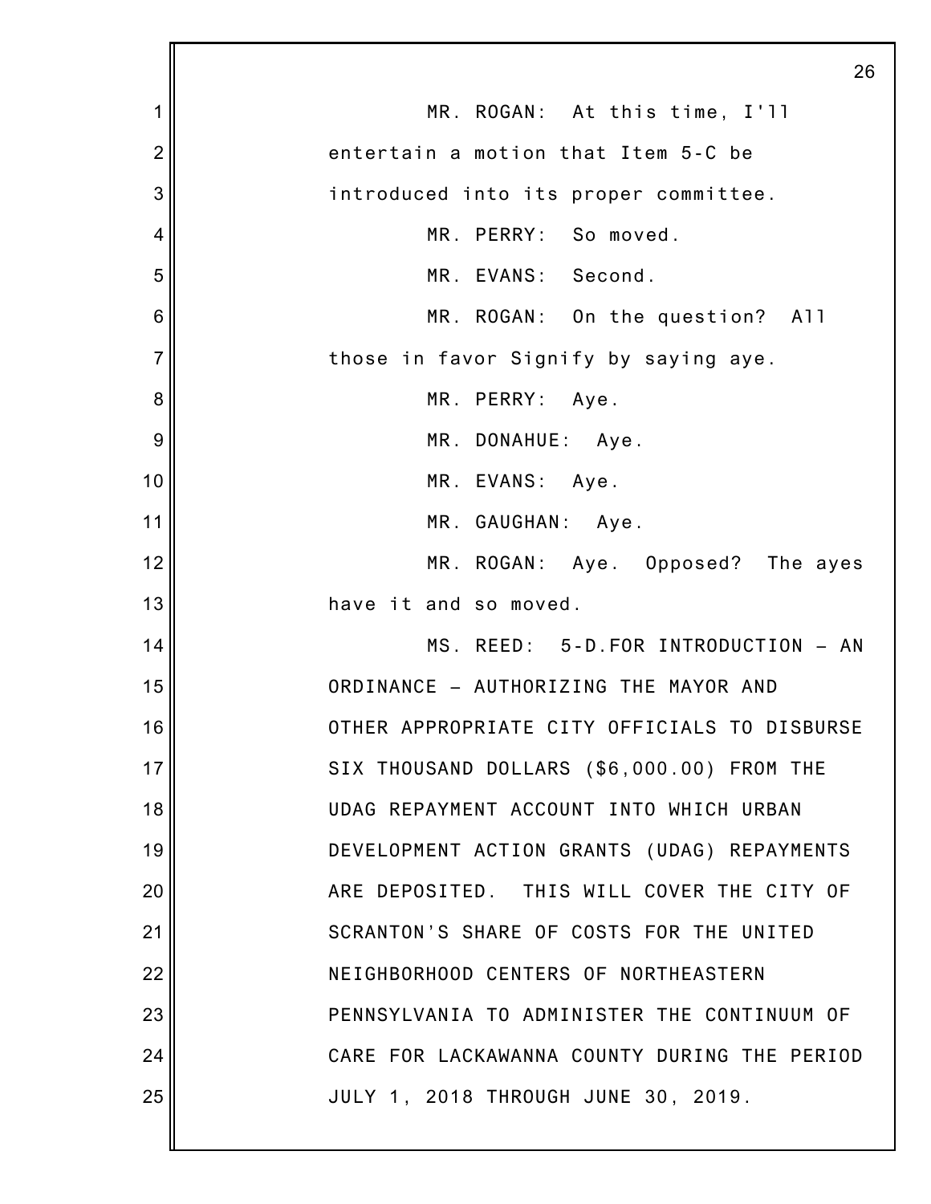MR. ROGAN: At this time, I'll entertain a motion that Item 5-C be introduced into its proper committee.

MR. PERRY: So moved.

MR. EVANS: Second.

MR. ROGAN: On the question? All those in favor Signify by saying aye.

MR. PERRY: Aye.

MR. DONAHUE: Aye.

MR. EVANS: Aye.

MR. GAUGHAN: Aye.

MR. ROGAN: Aye. Opposed? The ayes have it and so moved.

MS. REED: 5-D.FOR INTRODUCTION – AN ORDINANCE – AUTHORIZING THE MAYOR AND OTHER APPROPRIATE CITY OFFICIALS TO DISBURSE SIX THOUSAND DOLLARS ($6,000.00) FROM THE UDAG REPAYMENT ACCOUNT INTO WHICH URBAN DEVELOPMENT ACTION GRANTS (UDAG) REPAYMENTS ARE DEPOSITED. THIS WILL COVER THE CITY OF SCRANTON'S SHARE OF COSTS FOR THE UNITED NEIGHBORHOOD CENTERS OF NORTHEASTERN PENNSYLVANIA TO ADMINISTER THE CONTINUUM OF CARE FOR LACKAWANNA COUNTY DURING THE PERIOD JULY 1, 2018 THROUGH JUNE 30, 2019.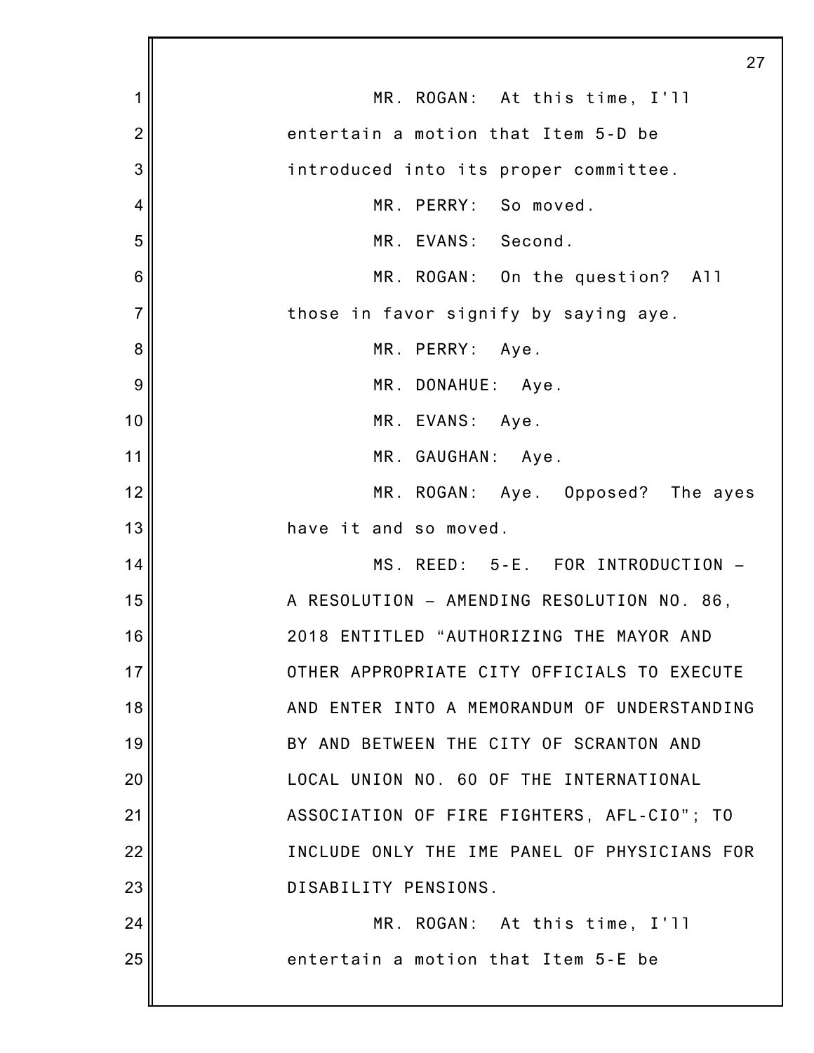MR. ROGAN: At this time, I'll entertain a motion that Item 5-D be introduced into its proper committee.

MR. PERRY: So moved.

MR. EVANS: Second.

MR. ROGAN: On the question? All those in favor signify by saying aye.

MR. PERRY: Aye.

MR. DONAHUE: Aye.

MR. EVANS: Aye.

MR. GAUGHAN: Aye.

MR. ROGAN: Aye. Opposed? The ayes have it and so moved.

MS. REED: 5-E. FOR INTRODUCTION – A RESOLUTION – AMENDING RESOLUTION NO. 86, 2018 ENTITLED "AUTHORIZING THE MAYOR AND OTHER APPROPRIATE CITY OFFICIALS TO EXECUTE AND ENTER INTO A MEMORANDUM OF UNDERSTANDING BY AND BETWEEN THE CITY OF SCRANTON AND LOCAL UNION NO. 60 OF THE INTERNATIONAL ASSOCIATION OF FIRE FIGHTERS, AFL-CIO"; TO INCLUDE ONLY THE IME PANEL OF PHYSICIANS FOR DISABILITY PENSIONS.

MR. ROGAN: At this time, I'll entertain a motion that Item 5-E be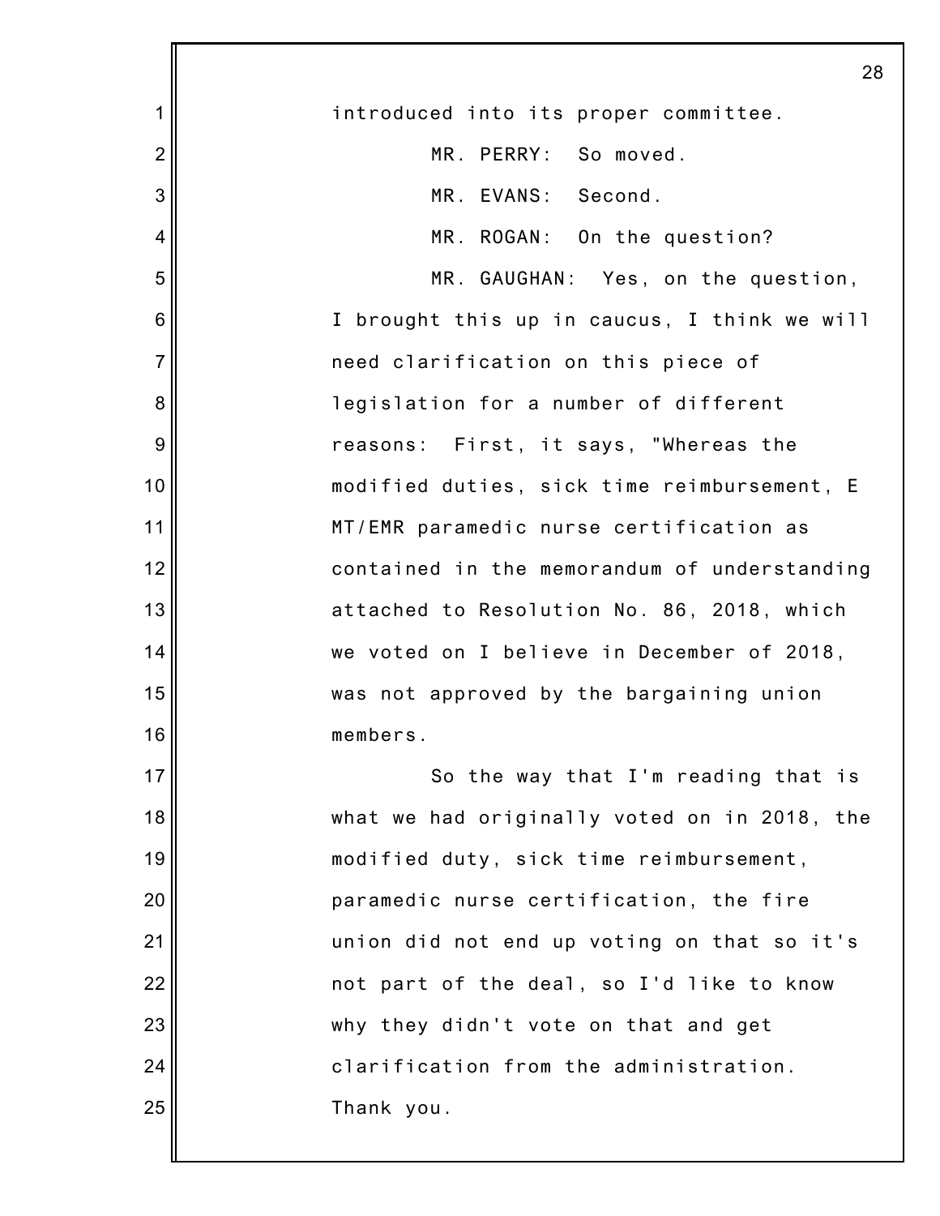introduced into its proper committee.

MR. PERRY: So moved.

MR. EVANS: Second.

MR. ROGAN: On the question?

MR. GAUGHAN: Yes, on the question, I brought this up in caucus, I think we will need clarification on this piece of legislation for a number of different reasons: First, it says, "Whereas the modified duties, sick time reimbursement, E MT/EMR paramedic nurse certification as contained in the memorandum of understanding attached to Resolution No. 86, 2018, which we voted on I believe in December of 2018, was not approved by the bargaining union members.

So the way that I'm reading that is what we had originally voted on in 2018, the modified duty, sick time reimbursement, paramedic nurse certification, the fire union did not end up voting on that so it's not part of the deal, so I'd like to know why they didn't vote on that and get clarification from the administration. Thank you.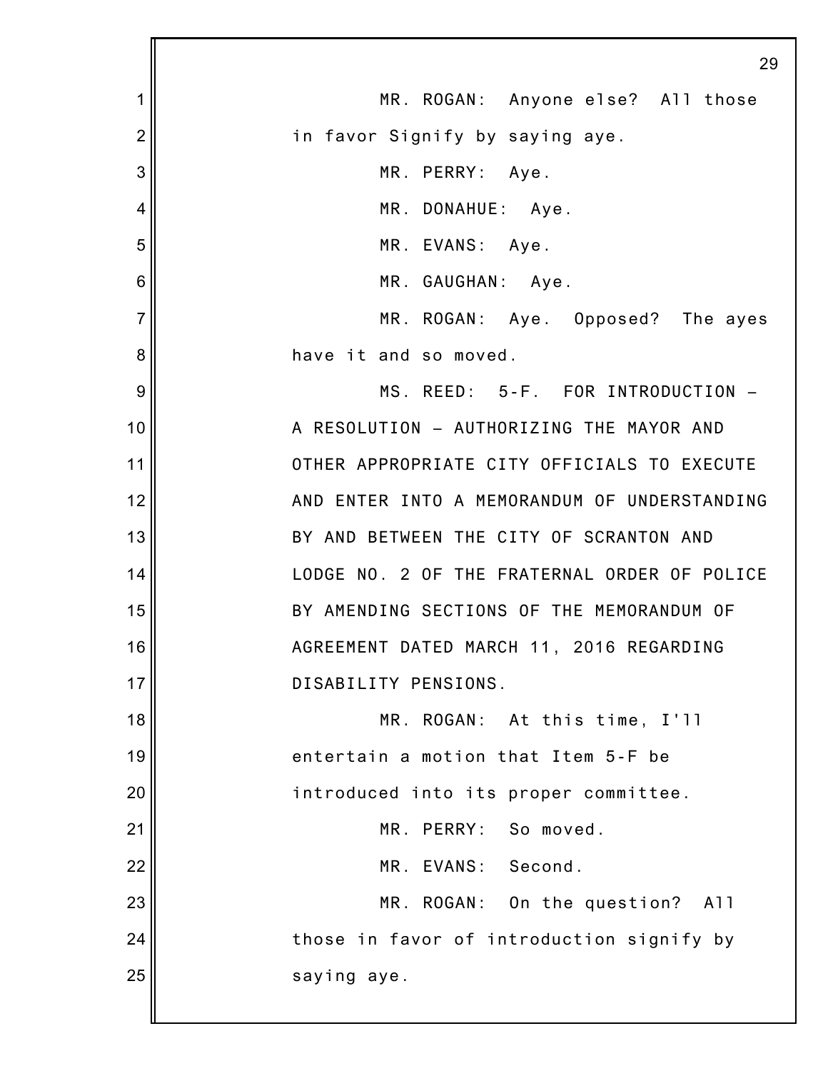MR. ROGAN: Anyone else? All those in favor Signify by saying aye.

MR. PERRY: Aye.

MR. DONAHUE: Aye.

MR. EVANS: Aye.

MR. GAUGHAN: Aye.

MR. ROGAN: Aye. Opposed? The ayes have it and so moved.

MS. REED: 5-F. FOR INTRODUCTION – A RESOLUTION – AUTHORIZING THE MAYOR AND OTHER APPROPRIATE CITY OFFICIALS TO EXECUTE AND ENTER INTO A MEMORANDUM OF UNDERSTANDING BY AND BETWEEN THE CITY OF SCRANTON AND LODGE NO. 2 OF THE FRATERNAL ORDER OF POLICE BY AMENDING SECTIONS OF THE MEMORANDUM OF AGREEMENT DATED MARCH 11, 2016 REGARDING DISABILITY PENSIONS.

MR. ROGAN: At this time, I'll entertain a motion that Item 5-F be introduced into its proper committee.

MR. PERRY: So moved.

MR. EVANS: Second.

MR. ROGAN: On the question? All those in favor of introduction signify by saying aye.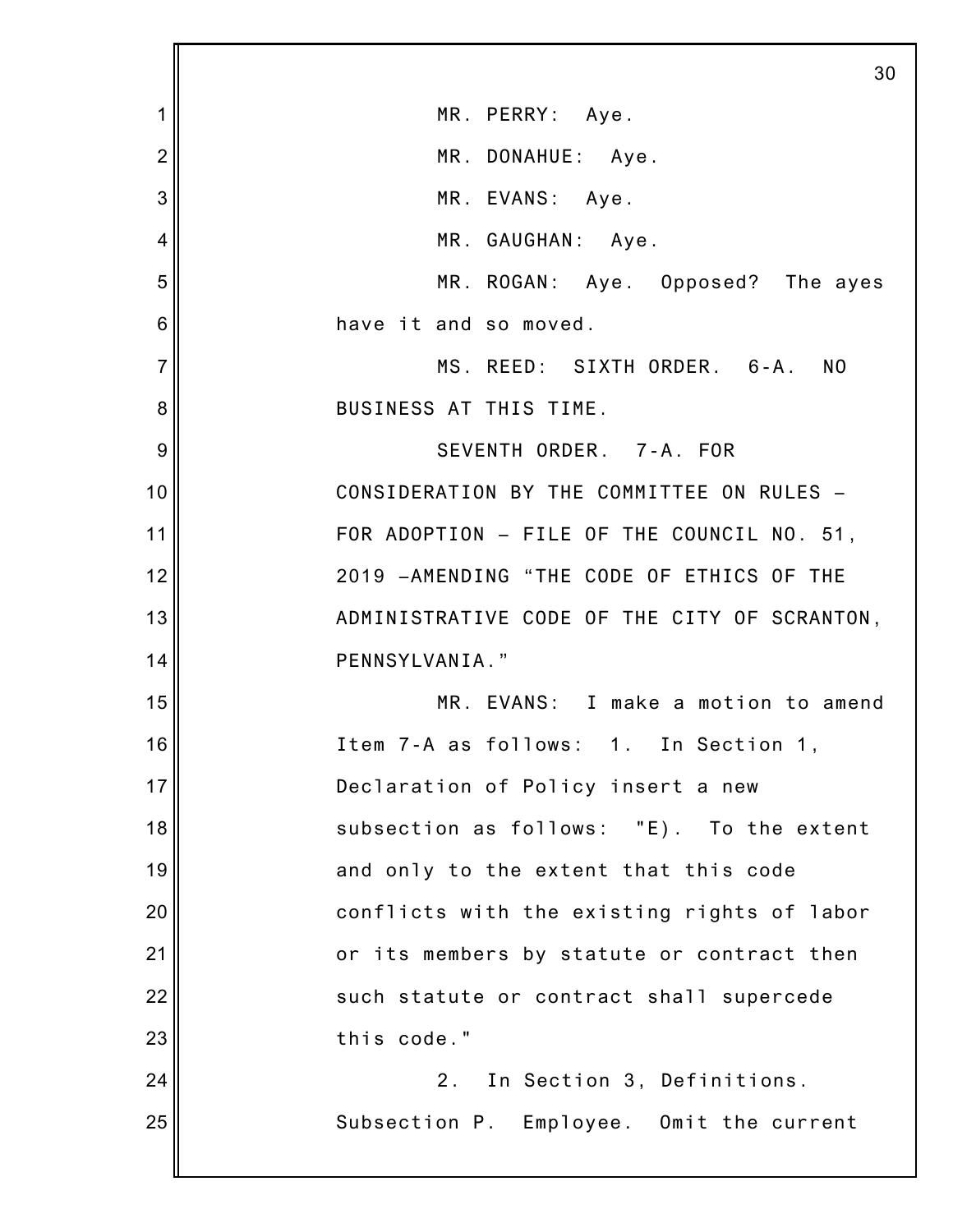MR. PERRY: Aye.

MR. DONAHUE: Aye.

MR. EVANS: Aye.

MR. GAUGHAN: Aye.

MR. ROGAN: Aye. Opposed? The ayes have it and so moved.

MS. REED: SIXTH ORDER. 6-A. NO BUSINESS AT THIS TIME.

SEVENTH ORDER. 7-A. FOR CONSIDERATION BY THE COMMITTEE ON RULES – FOR ADOPTION – FILE OF THE COUNCIL NO. 51, 2019 –AMENDING “THE CODE OF ETHICS OF THE ADMINISTRATIVE CODE OF THE CITY OF SCRANTON, PENNSYLVANIA.”

MR. EVANS: I make a motion to amend Item 7-A as follows: 1. In Section 1, Declaration of Policy insert a new subsection as follows: "E). To the extent and only to the extent that this code conflicts with the existing rights of labor or its members by statute or contract then such statute or contract shall supercede this code."

2. In Section 3, Definitions. Subsection P. Employee. Omit the current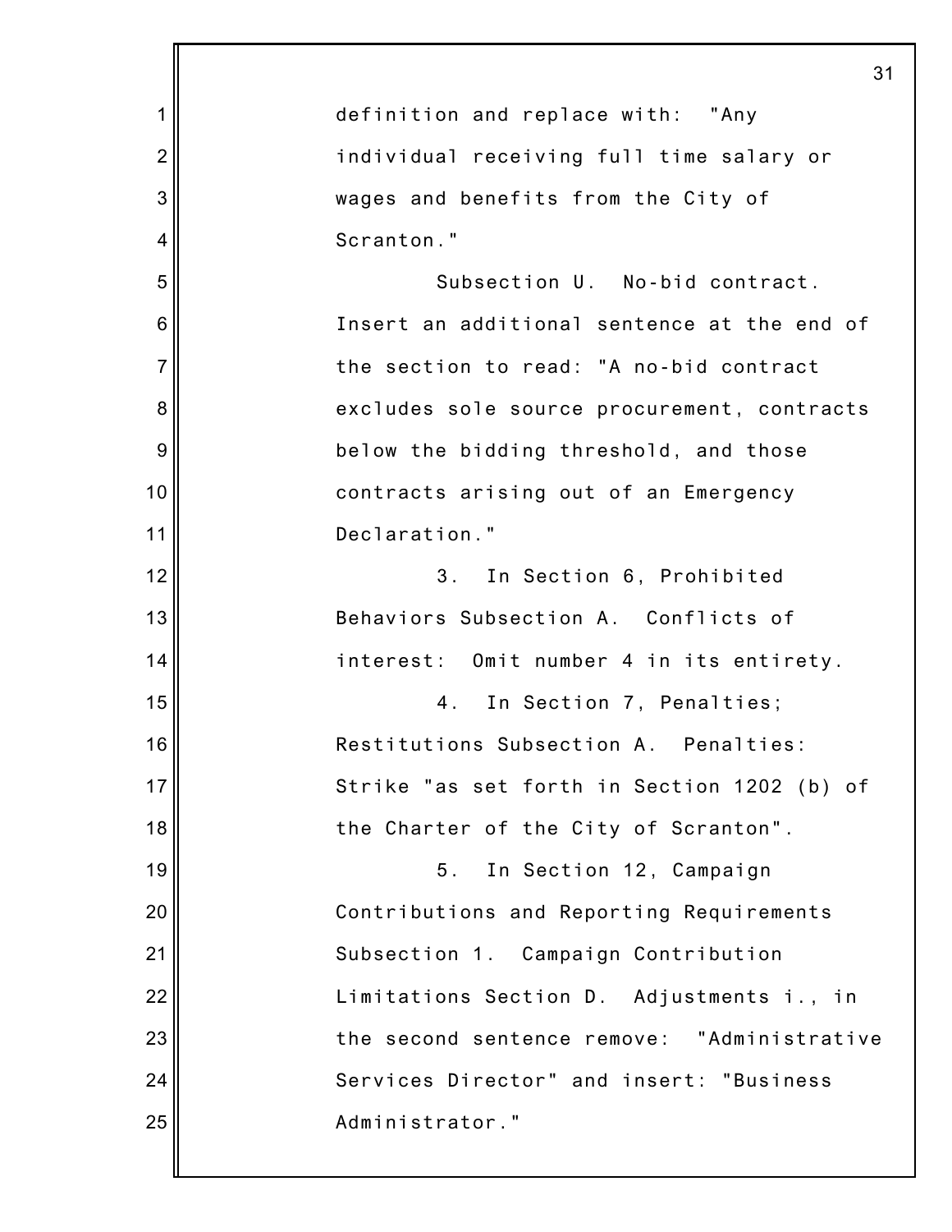definition and replace with: "Any individual receiving full time salary or wages and benefits from the City of Scranton."

Subsection U. No-bid contract. Insert an additional sentence at the end of the section to read: "A no-bid contract excludes sole source procurement, contracts below the bidding threshold, and those contracts arising out of an Emergency Declaration."

3. In Section 6, Prohibited Behaviors Subsection A. Conflicts of interest: Omit number 4 in its entirety.

4. In Section 7, Penalties; Restitutions Subsection A. Penalties: Strike "as set forth in Section 1202 (b) of the Charter of the City of Scranton".

5. In Section 12, Campaign Contributions and Reporting Requirements Subsection 1. Campaign Contribution Limitations Section D. Adjustments i., in the second sentence remove: "Administrative Services Director" and insert: "Business Administrator."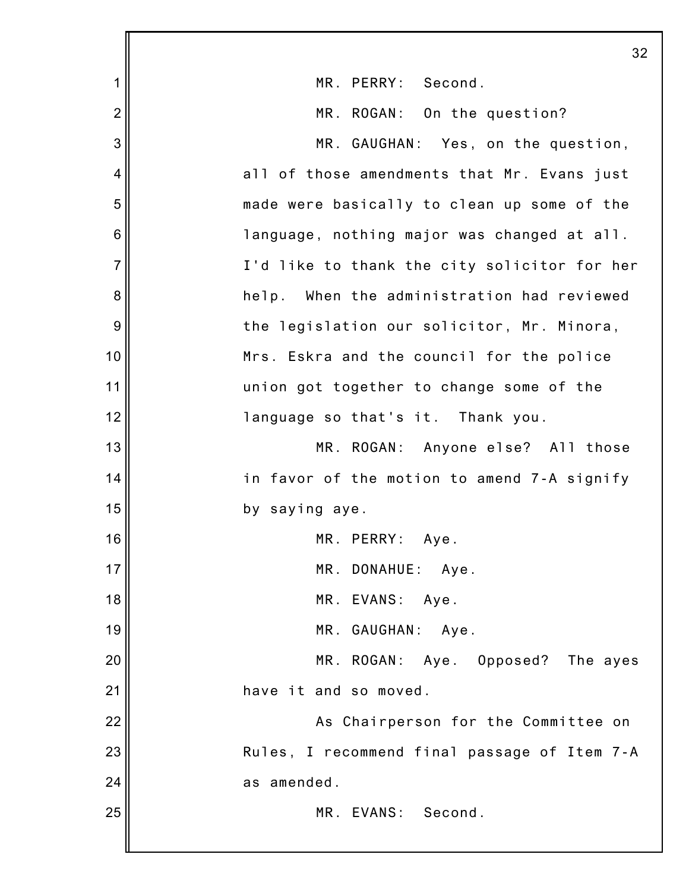MR. PERRY: Second.

MR. ROGAN: On the question?

MR. GAUGHAN: Yes, on the question, all of those amendments that Mr. Evans just made were basically to clean up some of the language, nothing major was changed at all. I'd like to thank the city solicitor for her help. When the administration had reviewed the legislation our solicitor, Mr. Minora, Mrs. Eskra and the council for the police union got together to change some of the language so that's it. Thank you.

MR. ROGAN: Anyone else? All those in favor of the motion to amend 7-A signify by saying aye.

MR. PERRY: Aye.

MR. DONAHUE: Aye.

MR. EVANS: Aye.

MR. GAUGHAN: Aye.

MR. ROGAN: Aye. Opposed? The ayes have it and so moved.

As Chairperson for the Committee on Rules, I recommend final passage of Item 7-A as amended.

MR. EVANS: Second.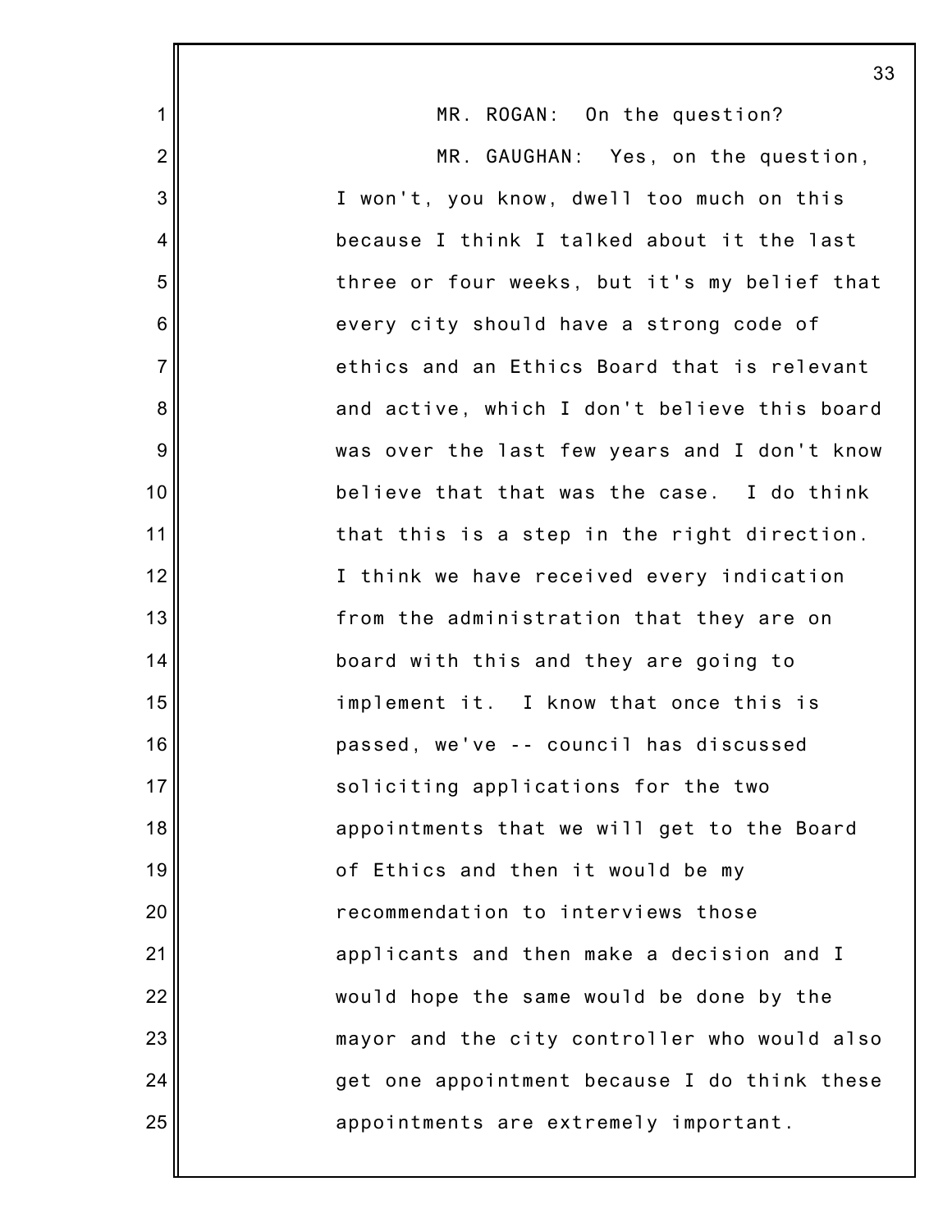MR. ROGAN: On the question?

MR. GAUGHAN: Yes, on the question, I won't, you know, dwell too much on this because I think I talked about it the last three or four weeks, but it's my belief that every city should have a strong code of ethics and an Ethics Board that is relevant and active, which I don't believe this board was over the last few years and I don't know believe that that was the case. I do think that this is a step in the right direction. I think we have received every indication from the administration that they are on board with this and they are going to implement it. I know that once this is passed, we've -- council has discussed soliciting applications for the two appointments that we will get to the Board of Ethics and then it would be my recommendation to interviews those applicants and then make a decision and I would hope the same would be done by the mayor and the city controller who would also get one appointment because I do think these appointments are extremely important.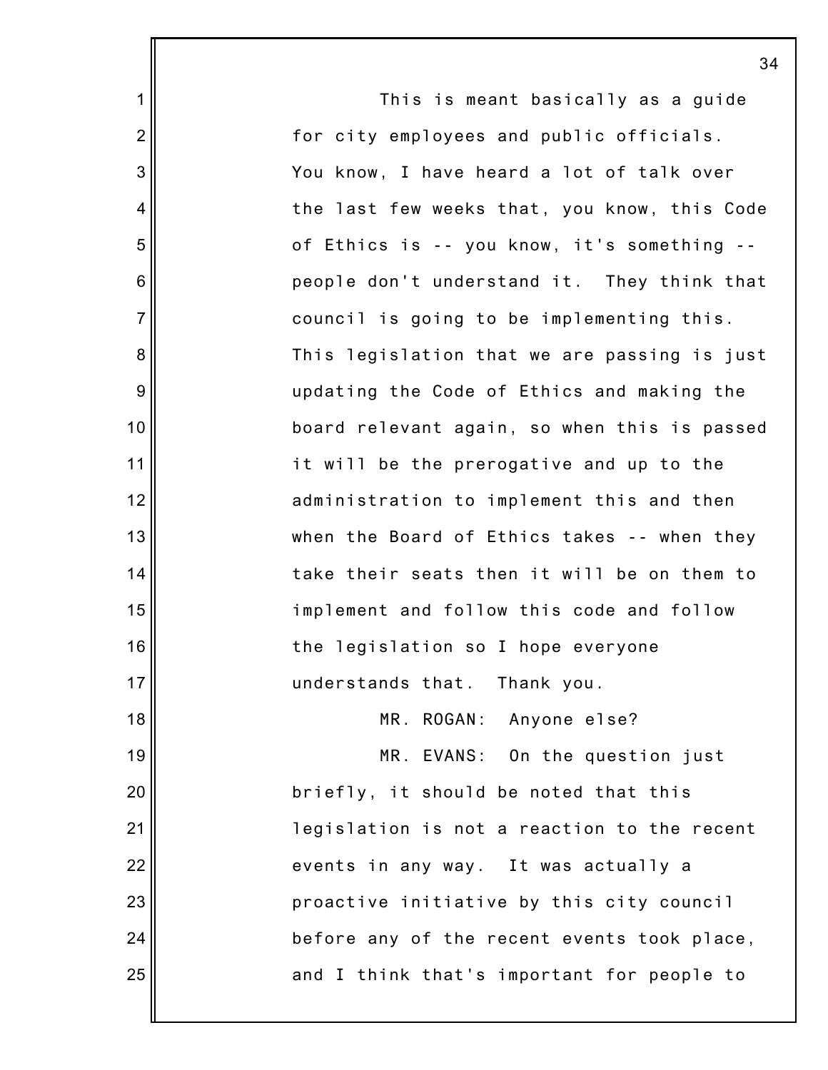This is meant basically as a guide for city employees and public officials. You know, I have heard a lot of talk over the last few weeks that, you know, this Code of Ethics is -- you know, it's something -- people don't understand it. They think that council is going to be implementing this. This legislation that we are passing is just updating the Code of Ethics and making the board relevant again, so when this is passed it will be the prerogative and up to the administration to implement this and then when the Board of Ethics takes -- when they take their seats then it will be on them to implement and follow this code and follow the legislation so I hope everyone understands that. Thank you.

MR. ROGAN: Anyone else?

MR. EVANS: On the question just briefly, it should be noted that this legislation is not a reaction to the recent events in any way. It was actually a proactive initiative by this city council before any of the recent events took place, and I think that's important for people to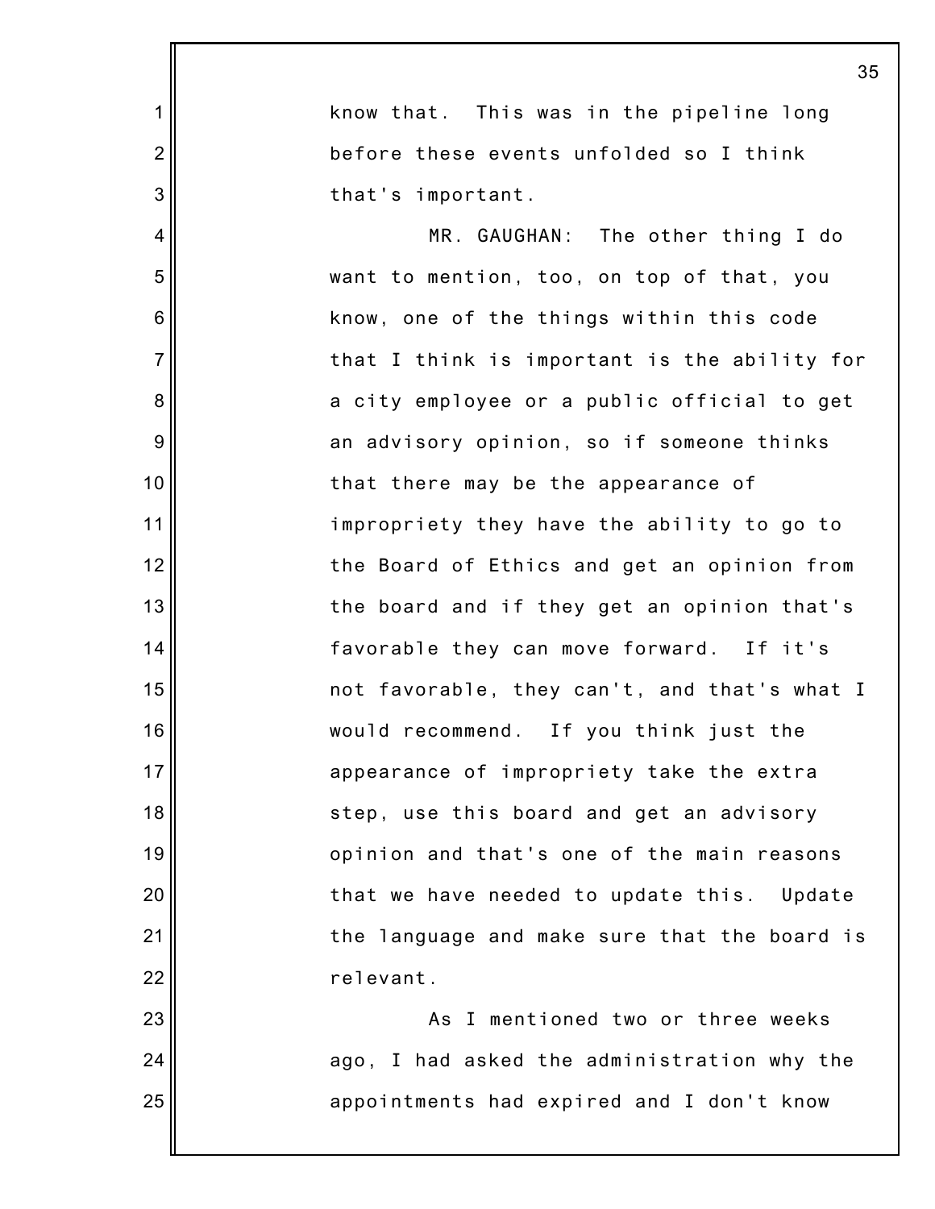know that. This was in the pipeline long before these events unfolded so I think that's important.

MR. GAUGHAN: The other thing I do want to mention, too, on top of that, you know, one of the things within this code that I think is important is the ability for a city employee or a public official to get an advisory opinion, so if someone thinks that there may be the appearance of impropriety they have the ability to go to the Board of Ethics and get an opinion from the board and if they get an opinion that's favorable they can move forward. If it's not favorable, they can't, and that's what I would recommend. If you think just the appearance of impropriety take the extra step, use this board and get an advisory opinion and that's one of the main reasons that we have needed to update this. Update the language and make sure that the board is relevant.

As I mentioned two or three weeks ago, I had asked the administration why the appointments had expired and I don't know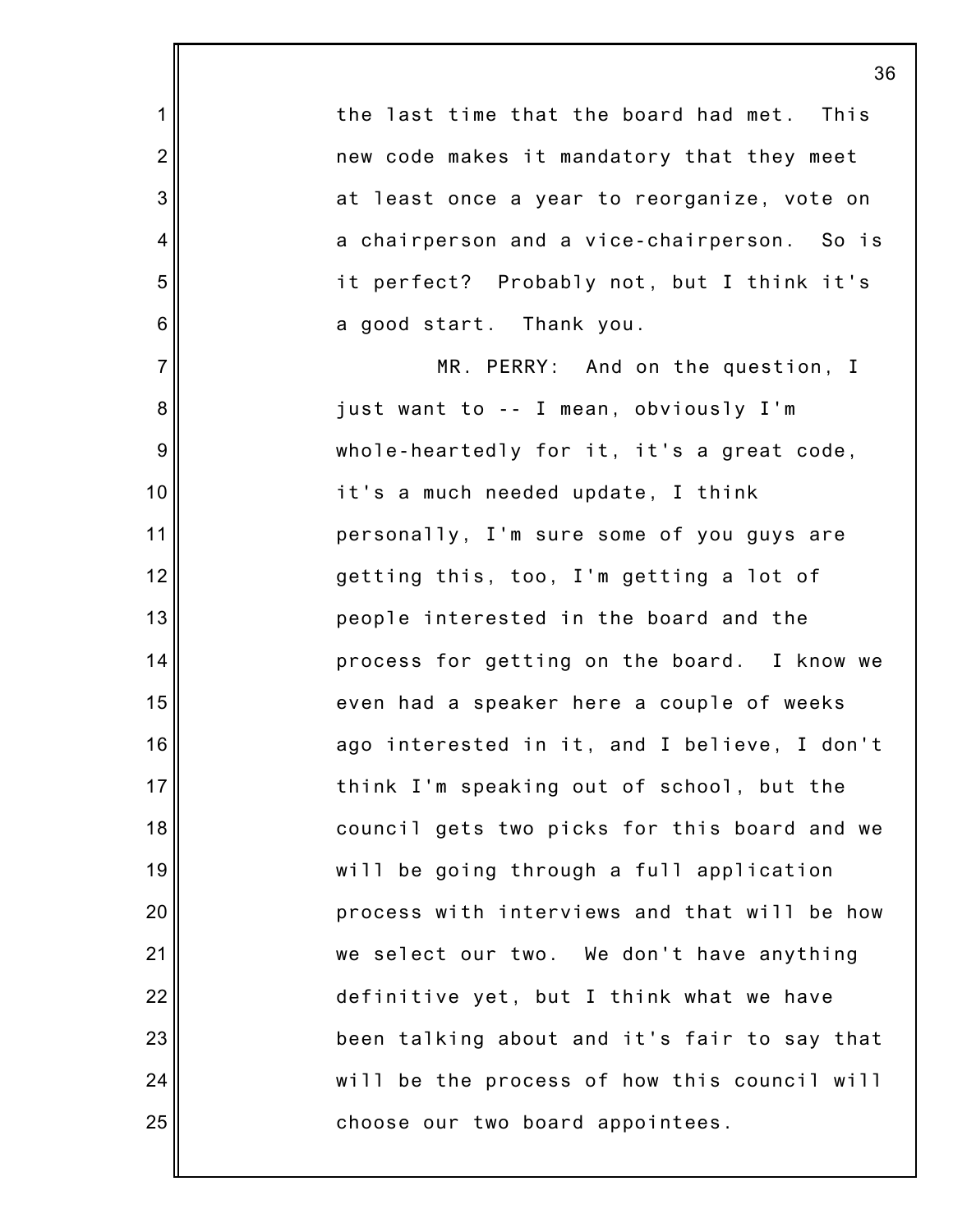the last time that the board had met. This new code makes it mandatory that they meet at least once a year to reorganize, vote on a chairperson and a vice-chairperson. So is it perfect? Probably not, but I think it's a good start. Thank you.

MR. PERRY: And on the question, I just want to -- I mean, obviously I'm whole-heartedly for it, it's a great code, it's a much needed update, I think personally, I'm sure some of you guys are getting this, too, I'm getting a lot of people interested in the board and the process for getting on the board. I know we even had a speaker here a couple of weeks ago interested in it, and I believe, I don't think I'm speaking out of school, but the council gets two picks for this board and we will be going through a full application process with interviews and that will be how we select our two. We don't have anything definitive yet, but I think what we have been talking about and it's fair to say that will be the process of how this council will choose our two board appointees.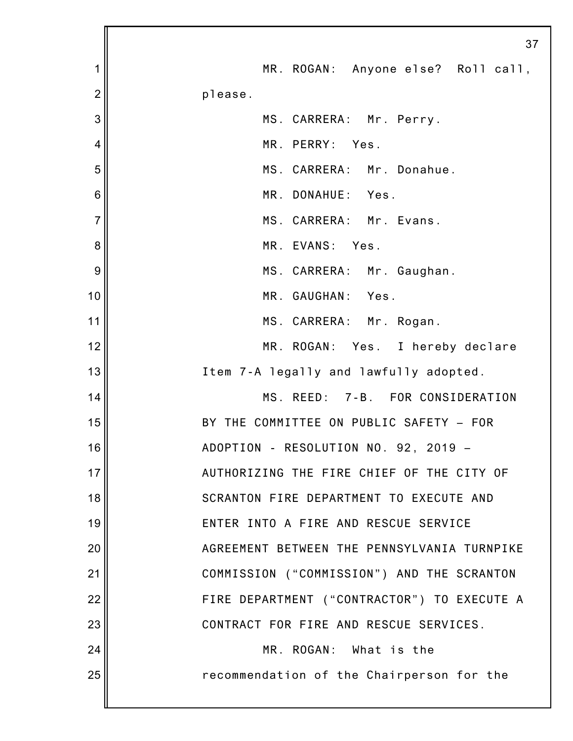MR. ROGAN: Anyone else? Roll call, please.

MS. CARRERA: Mr. Perry.

MR. PERRY: Yes.

MS. CARRERA: Mr. Donahue.

MR. DONAHUE: Yes.

MS. CARRERA: Mr. Evans.

MR. EVANS: Yes.

MS. CARRERA: Mr. Gaughan.

MR. GAUGHAN: Yes.

MS. CARRERA: Mr. Rogan.

MR. ROGAN: Yes. I hereby declare Item 7-A legally and lawfully adopted.

MS. REED: 7-B. FOR CONSIDERATION BY THE COMMITTEE ON PUBLIC SAFETY – FOR ADOPTION - RESOLUTION NO. 92, 2019 – AUTHORIZING THE FIRE CHIEF OF THE CITY OF SCRANTON FIRE DEPARTMENT TO EXECUTE AND ENTER INTO A FIRE AND RESCUE SERVICE AGREEMENT BETWEEN THE PENNSYLVANIA TURNPIKE COMMISSION (“COMMISSION”) AND THE SCRANTON FIRE DEPARTMENT (“CONTRACTOR”) TO EXECUTE A CONTRACT FOR FIRE AND RESCUE SERVICES.

MR. ROGAN: What is the recommendation of the Chairperson for the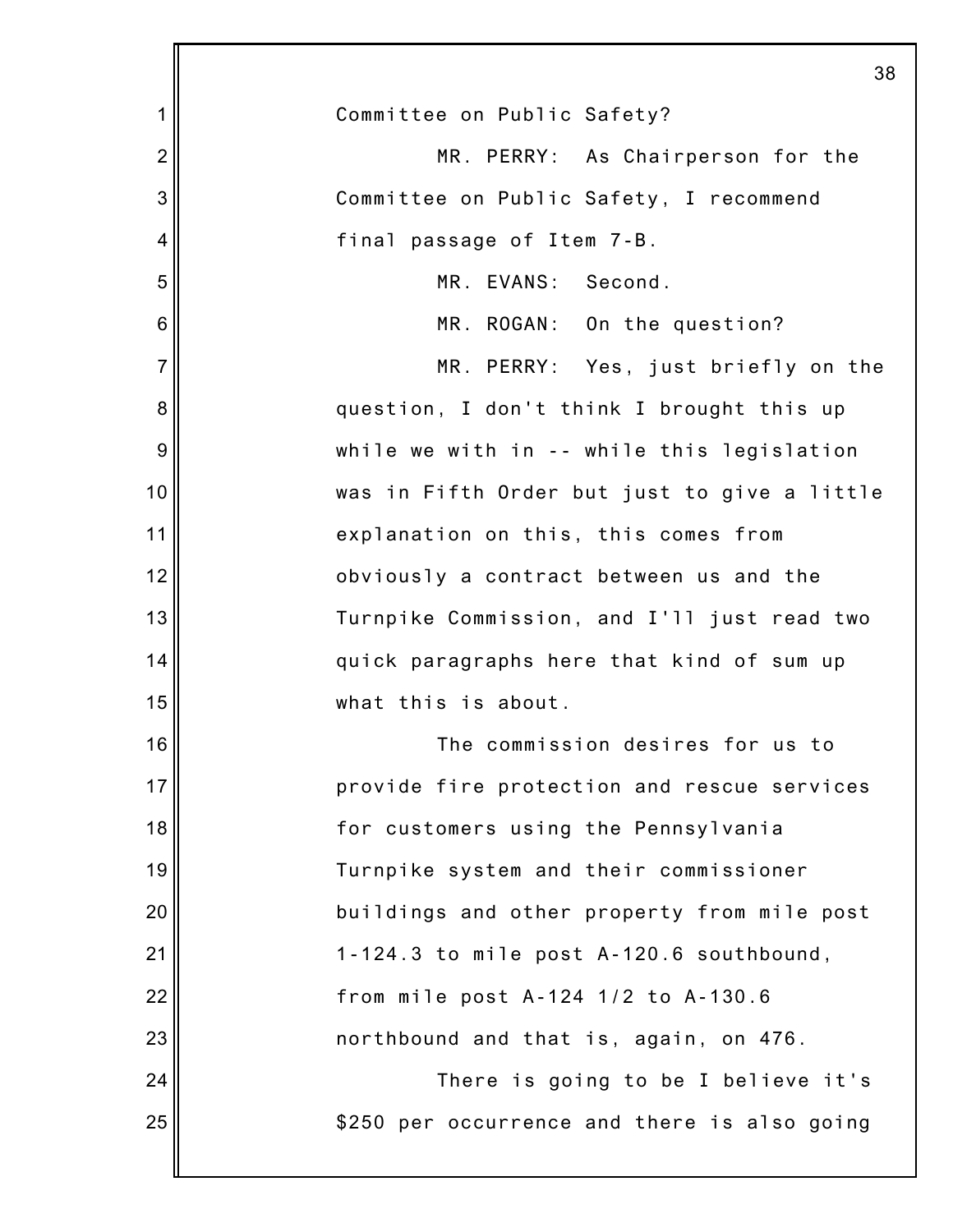Committee on Public Safety?

MR. PERRY: As Chairperson for the Committee on Public Safety, I recommend final passage of Item 7-B.

MR. EVANS: Second.

MR. ROGAN: On the question?

MR. PERRY: Yes, just briefly on the question, I don't think I brought this up while we with in -- while this legislation was in Fifth Order but just to give a little explanation on this, this comes from obviously a contract between us and the Turnpike Commission, and I'll just read two quick paragraphs here that kind of sum up what this is about.

The commission desires for us to provide fire protection and rescue services for customers using the Pennsylvania Turnpike system and their commissioner buildings and other property from mile post 1-124.3 to mile post A-120.6 southbound, from mile post A-124 1/2 to A-130.6 northbound and that is, again, on 476.

There is going to be I believe it's $250 per occurrence and there is also going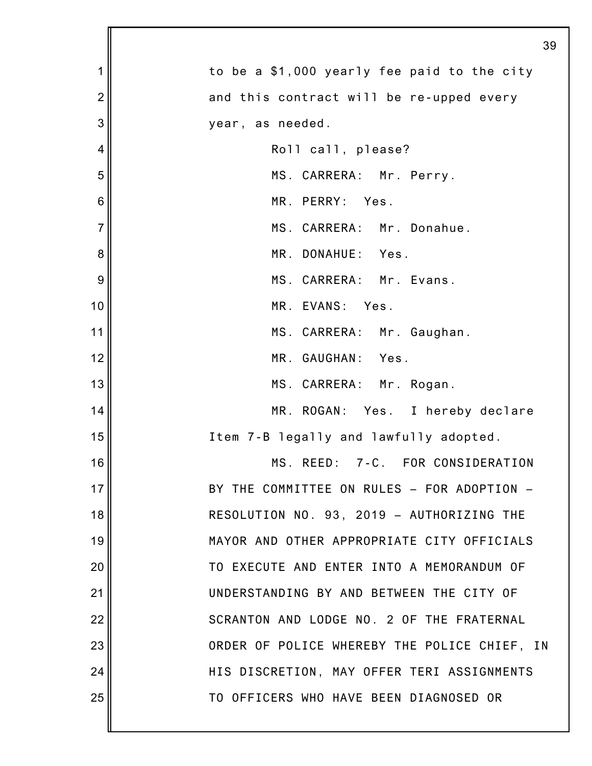to be a $1,000 yearly fee paid to the city and this contract will be re-upped every year, as needed.

Roll call, please?

MS. CARRERA: Mr. Perry.

MR. PERRY: Yes.

MS. CARRERA: Mr. Donahue.

MR. DONAHUE: Yes.

MS. CARRERA: Mr. Evans.

MR. EVANS: Yes.

MS. CARRERA: Mr. Gaughan.

MR. GAUGHAN: Yes.

MS. CARRERA: Mr. Rogan.

MR. ROGAN: Yes. I hereby declare Item 7-B legally and lawfully adopted.

MS. REED: 7-C. FOR CONSIDERATION BY THE COMMITTEE ON RULES – FOR ADOPTION – RESOLUTION NO. 93, 2019 – AUTHORIZING THE MAYOR AND OTHER APPROPRIATE CITY OFFICIALS TO EXECUTE AND ENTER INTO A MEMORANDUM OF UNDERSTANDING BY AND BETWEEN THE CITY OF SCRANTON AND LODGE NO. 2 OF THE FRATERNAL ORDER OF POLICE WHEREBY THE POLICE CHIEF, IN HIS DISCRETION, MAY OFFER TERI ASSIGNMENTS TO OFFICERS WHO HAVE BEEN DIAGNOSED OR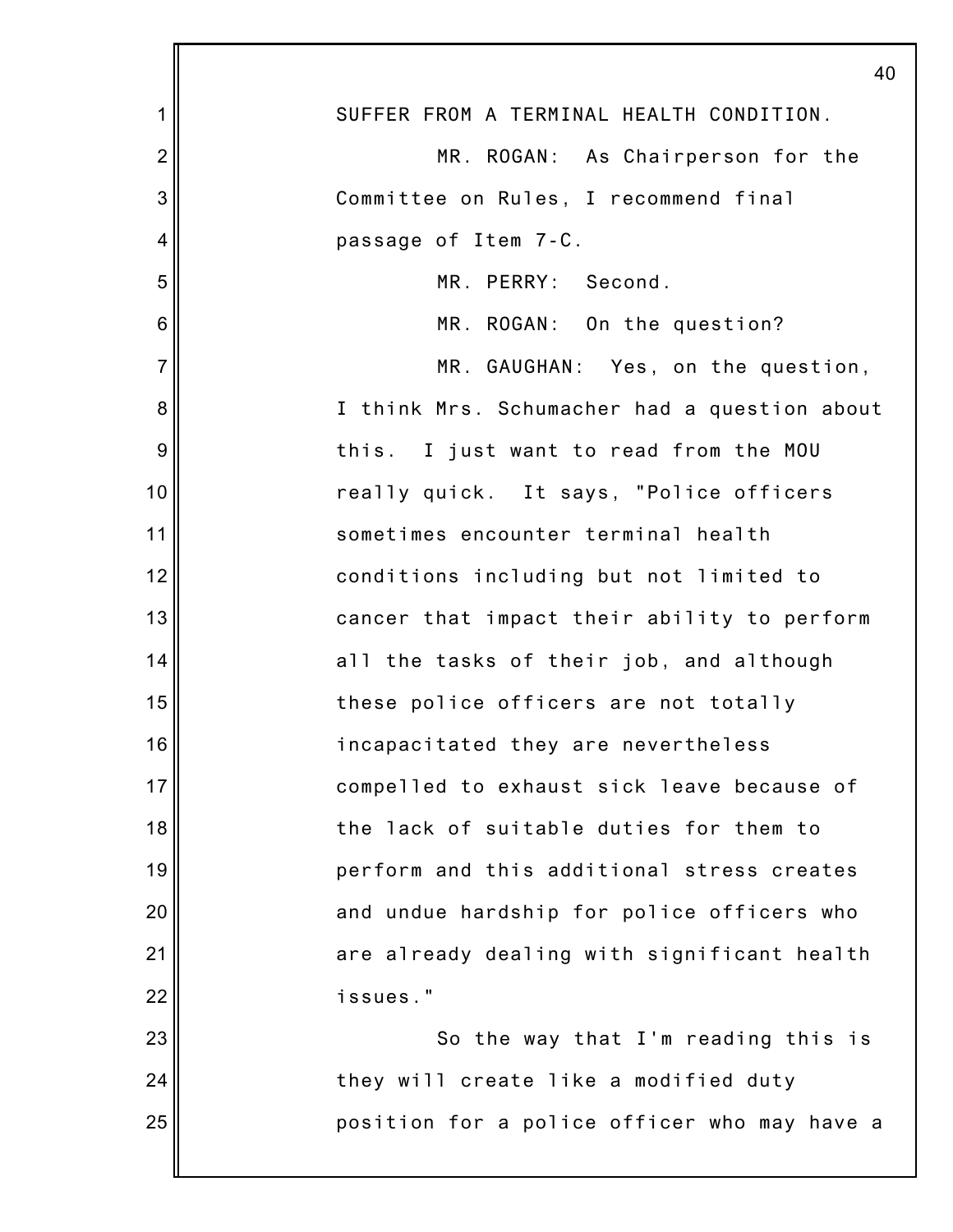SUFFER FROM A TERMINAL HEALTH CONDITION.

MR. ROGAN: As Chairperson for the Committee on Rules, I recommend final passage of Item 7-C.

MR. PERRY: Second.

MR. ROGAN: On the question?

MR. GAUGHAN: Yes, on the question, I think Mrs. Schumacher had a question about this. I just want to read from the MOU really quick. It says, "Police officers sometimes encounter terminal health conditions including but not limited to cancer that impact their ability to perform all the tasks of their job, and although these police officers are not totally incapacitated they are nevertheless compelled to exhaust sick leave because of the lack of suitable duties for them to perform and this additional stress creates and undue hardship for police officers who are already dealing with significant health issues."

So the way that I'm reading this is they will create like a modified duty position for a police officer who may have a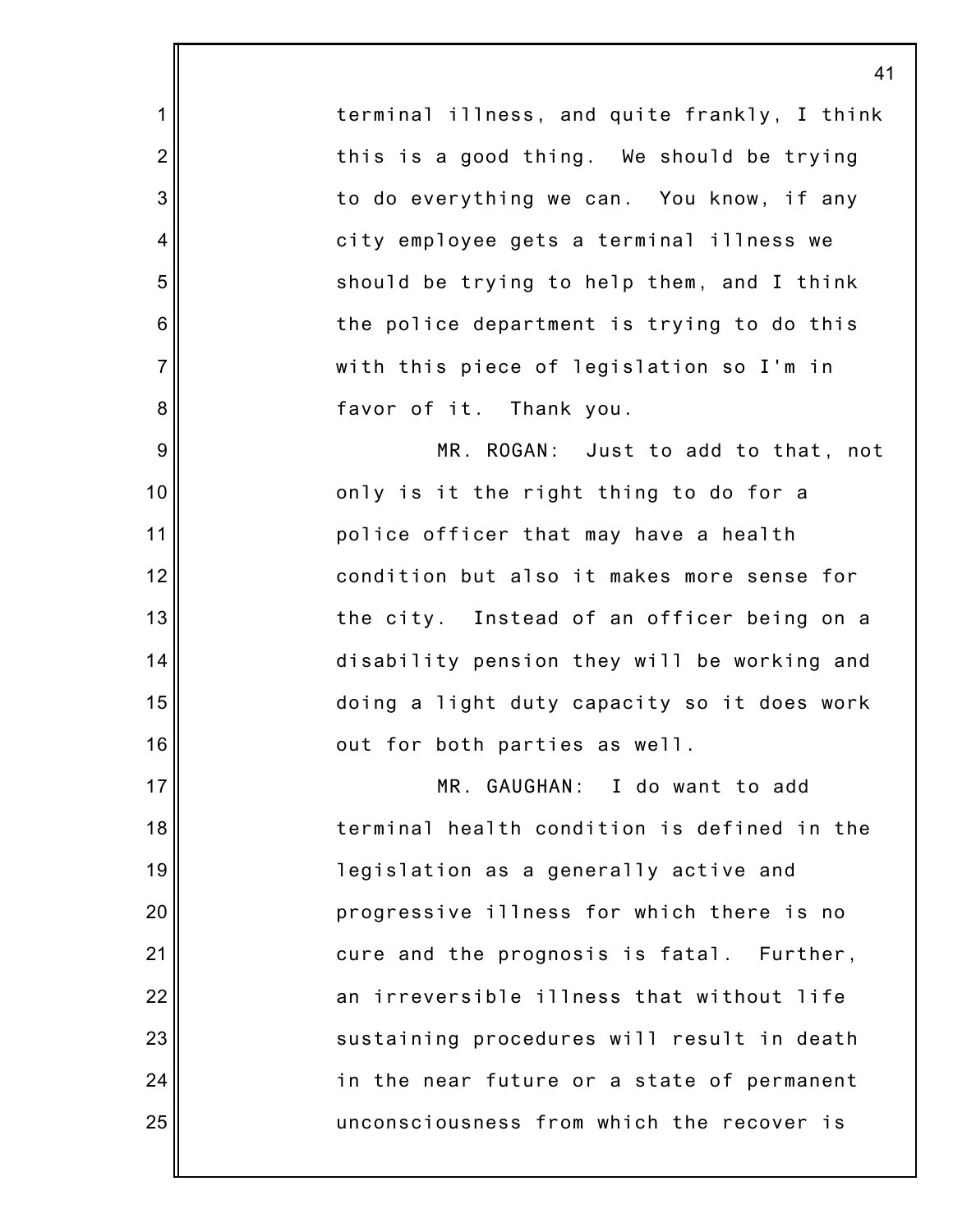terminal illness, and quite frankly, I think this is a good thing. We should be trying to do everything we can. You know, if any city employee gets a terminal illness we should be trying to help them, and I think the police department is trying to do this with this piece of legislation so I'm in favor of it. Thank you.

MR. ROGAN: Just to add to that, not only is it the right thing to do for a police officer that may have a health condition but also it makes more sense for the city. Instead of an officer being on a disability pension they will be working and doing a light duty capacity so it does work out for both parties as well.

MR. GAUGHAN: I do want to add terminal health condition is defined in the legislation as a generally active and progressive illness for which there is no cure and the prognosis is fatal. Further, an irreversible illness that without life sustaining procedures will result in death in the near future or a state of permanent unconsciousness from which the recover is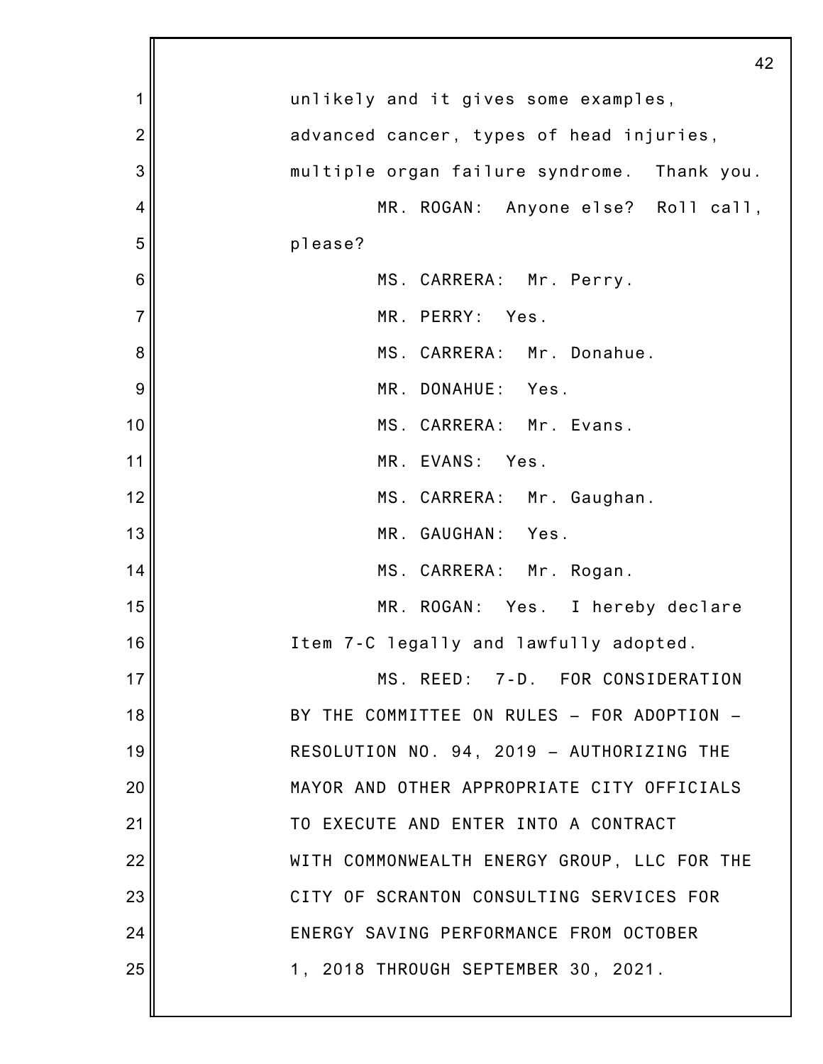unlikely and it gives some examples, advanced cancer, types of head injuries, multiple organ failure syndrome. Thank you.

MR. ROGAN: Anyone else? Roll call, please?

MS. CARRERA: Mr. Perry.

MR. PERRY: Yes.

MS. CARRERA: Mr. Donahue.

MR. DONAHUE: Yes.

MS. CARRERA: Mr. Evans.

MR. EVANS: Yes.

MS. CARRERA: Mr. Gaughan.

MR. GAUGHAN: Yes.

MS. CARRERA: Mr. Rogan.

MR. ROGAN: Yes. I hereby declare Item 7-C legally and lawfully adopted.

MS. REED: 7-D. FOR CONSIDERATION BY THE COMMITTEE ON RULES – FOR ADOPTION – RESOLUTION NO. 94, 2019 – AUTHORIZING THE MAYOR AND OTHER APPROPRIATE CITY OFFICIALS TO EXECUTE AND ENTER INTO A CONTRACT WITH COMMONWEALTH ENERGY GROUP, LLC FOR THE CITY OF SCRANTON CONSULTING SERVICES FOR ENERGY SAVING PERFORMANCE FROM OCTOBER 1, 2018 THROUGH SEPTEMBER 30, 2021.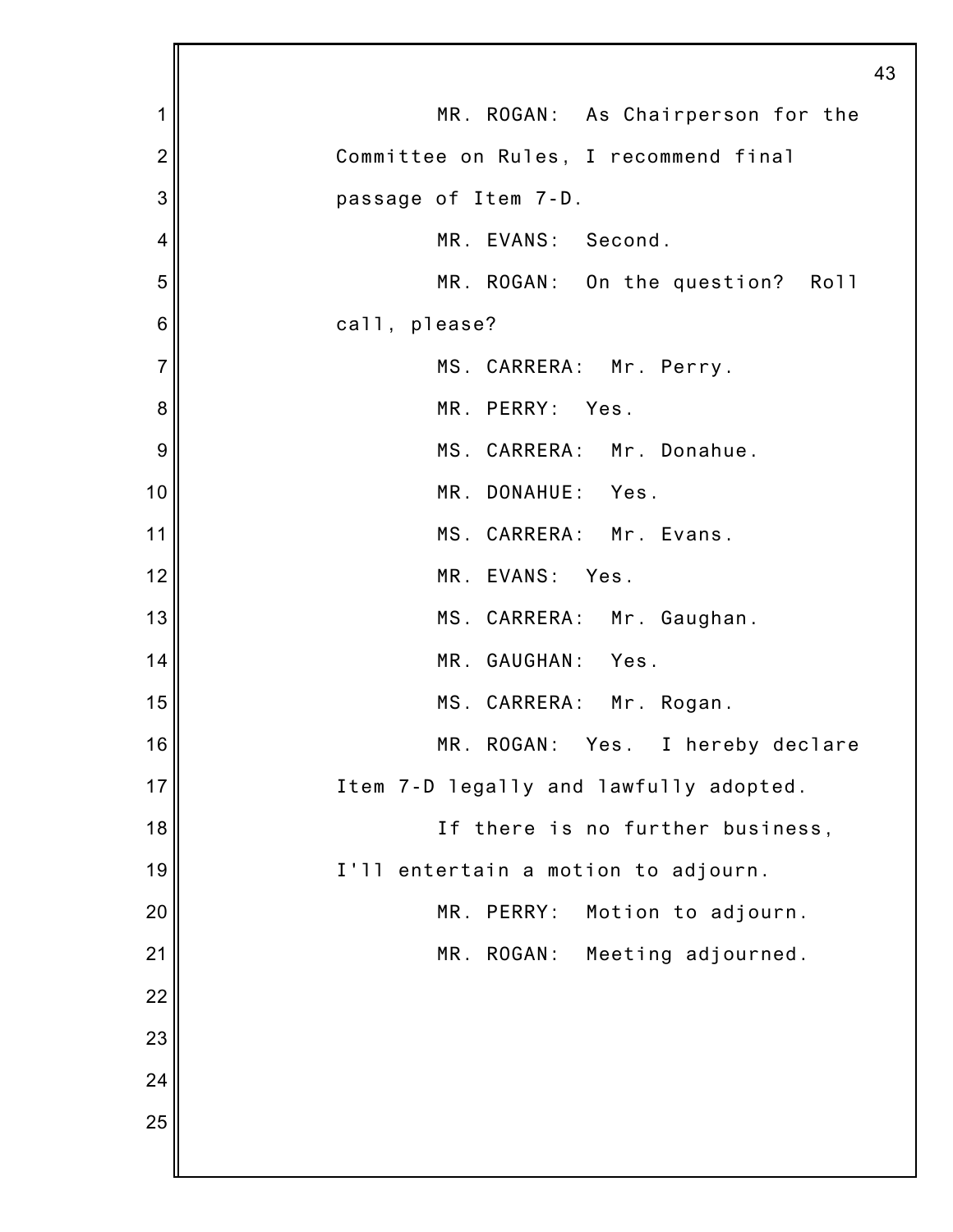MR. ROGAN: As Chairperson for the Committee on Rules, I recommend final passage of Item 7-D.

MR. EVANS: Second.

MR. ROGAN: On the question? Roll call, please?

MS. CARRERA: Mr. Perry.

MR. PERRY: Yes.

MS. CARRERA: Mr. Donahue.

MR. DONAHUE: Yes.

MS. CARRERA: Mr. Evans.

MR. EVANS: Yes.

MS. CARRERA: Mr. Gaughan.

MR. GAUGHAN: Yes.

MS. CARRERA: Mr. Rogan.

MR. ROGAN: Yes. I hereby declare Item 7-D legally and lawfully adopted.

If there is no further business, I'll entertain a motion to adjourn.

MR. PERRY: Motion to adjourn.

MR. ROGAN: Meeting adjourned.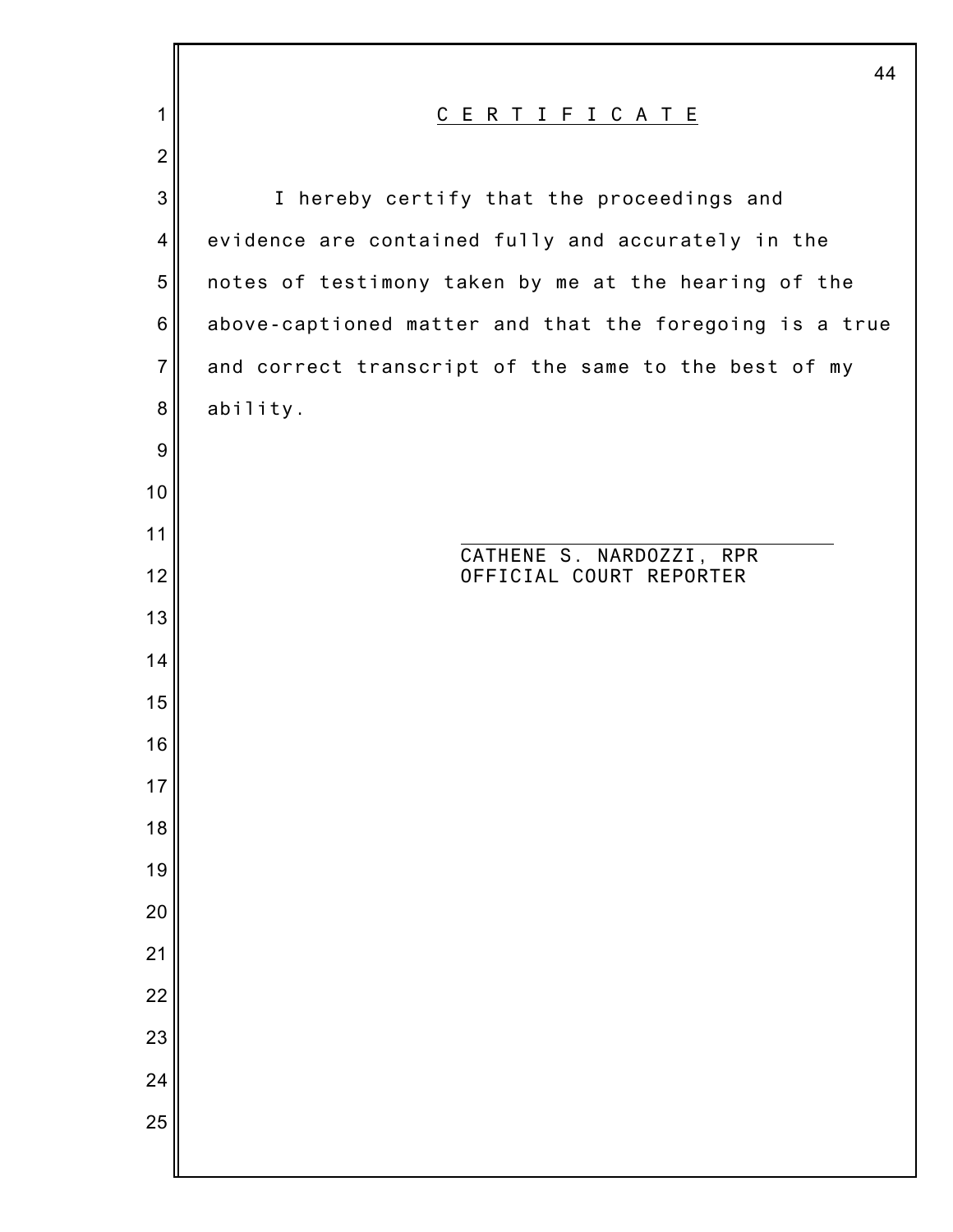# C E R T I F I C A T E

I hereby certify that the proceedings and evidence are contained fully and accurately in the notes of testimony taken by me at the hearing of the above-captioned matter and that the foregoing is a true and correct transcript of the same to the best of my ability.

\_\_\_\_\_\_\_\_\_\_\_\_\_\_\_\_\_\_\_\_\_\_\_\_\_\_\_\_\_\_

CATHENE S. NARDOZZI, RPR
OFFICIAL COURT REPORTER